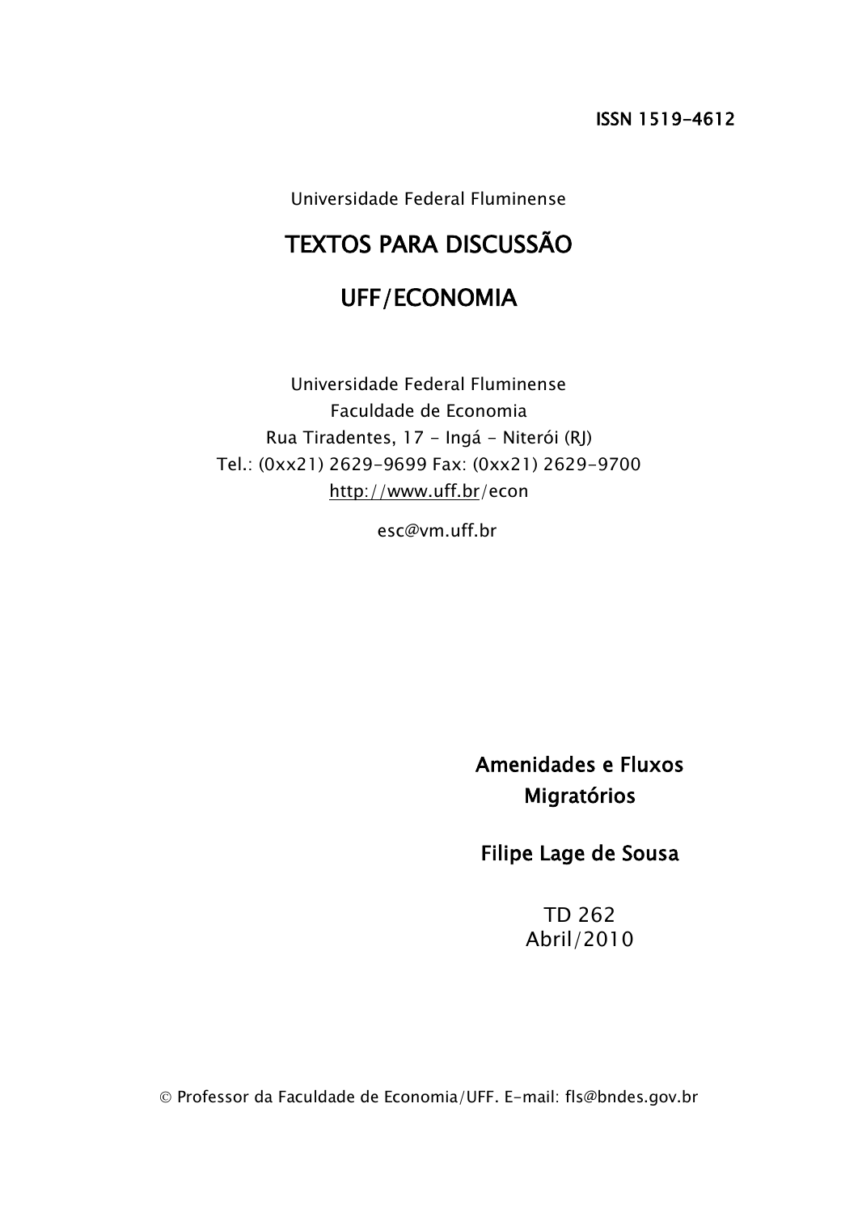ISSN 1519-4612

Universidade Federal Fluminense

# TEXTOS PARA DISCUSSÃO

# UFF/ECONOMIA

Universidade Federal Fluminense
Faculdade de Economia
Rua Tiradentes, 17 - Ingá - Niterói (RJ)
Tel.: (0xx21) 2629-9699 Fax: (0xx21) 2629-9700
http://www.uff.br/econ

esc@vm.uff.br

## Amenidades e Fluxos Migratórios

**Filipe Lage de Sousa**

TD 262
Abril/2010

© Professor da Faculdade de Economia/UFF. E-mail: fls@bndes.gov.br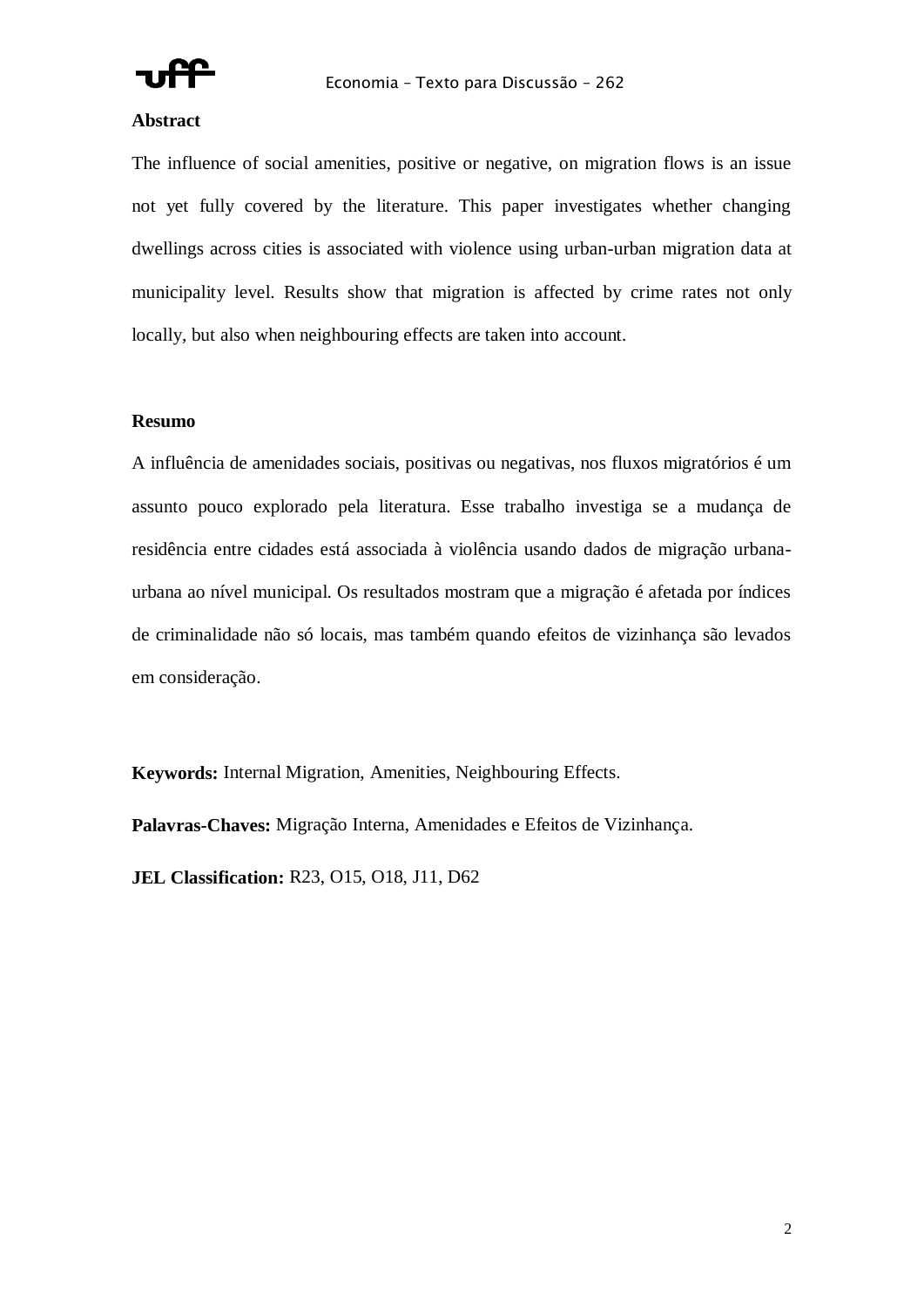**Abstract**

The influence of social amenities, positive or negative, on migration flows is an issue not yet fully covered by the literature. This paper investigates whether changing dwellings across cities is associated with violence using urban-urban migration data at municipality level. Results show that migration is affected by crime rates not only locally, but also when neighbouring effects are taken into account.

**Resumo**

A influência de amenidades sociais, positivas ou negativas, nos fluxos migratórios é um assunto pouco explorado pela literatura. Esse trabalho investiga se a mudança de residência entre cidades está associada à violência usando dados de migração urbana-urbana ao nível municipal. Os resultados mostram que a migração é afetada por índices de criminalidade não só locais, mas também quando efeitos de vizinhança são levados em consideração.

**Keywords:** Internal Migration, Amenities, Neighbouring Effects.

**Palavras-Chaves:** Migração Interna, Amenidades e Efeitos de Vizinhança.

**JEL Classification:** R23, O15, O18, J11, D62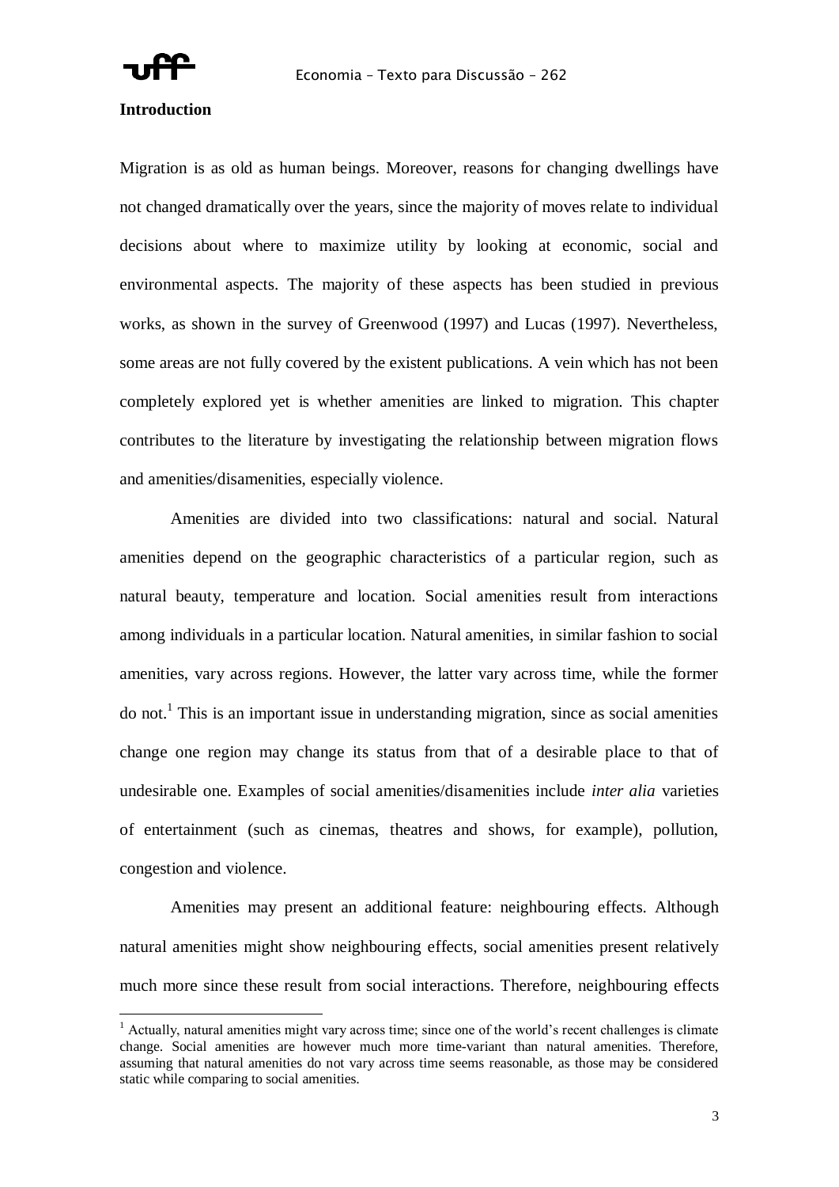## Introduction

Migration is as old as human beings. Moreover, reasons for changing dwellings have not changed dramatically over the years, since the majority of moves relate to individual decisions about where to maximize utility by looking at economic, social and environmental aspects. The majority of these aspects has been studied in previous works, as shown in the survey of Greenwood (1997) and Lucas (1997). Nevertheless, some areas are not fully covered by the existent publications. A vein which has not been completely explored yet is whether amenities are linked to migration. This chapter contributes to the literature by investigating the relationship between migration flows and amenities/disamenities, especially violence.

Amenities are divided into two classifications: natural and social. Natural amenities depend on the geographic characteristics of a particular region, such as natural beauty, temperature and location. Social amenities result from interactions among individuals in a particular location. Natural amenities, in similar fashion to social amenities, vary across regions. However, the latter vary across time, while the former do not.[1] This is an important issue in understanding migration, since as social amenities change one region may change its status from that of a desirable place to that of undesirable one. Examples of social amenities/disamenities include *inter alia* varieties of entertainment (such as cinemas, theatres and shows, for example), pollution, congestion and violence.

Amenities may present an additional feature: neighbouring effects. Although natural amenities might show neighbouring effects, social amenities present relatively much more since these result from social interactions. Therefore, neighbouring effects

[1] Actually, natural amenities might vary across time; since one of the world's recent challenges is climate change. Social amenities are however much more time-variant than natural amenities. Therefore, assuming that natural amenities do not vary across time seems reasonable, as those may be considered static while comparing to social amenities.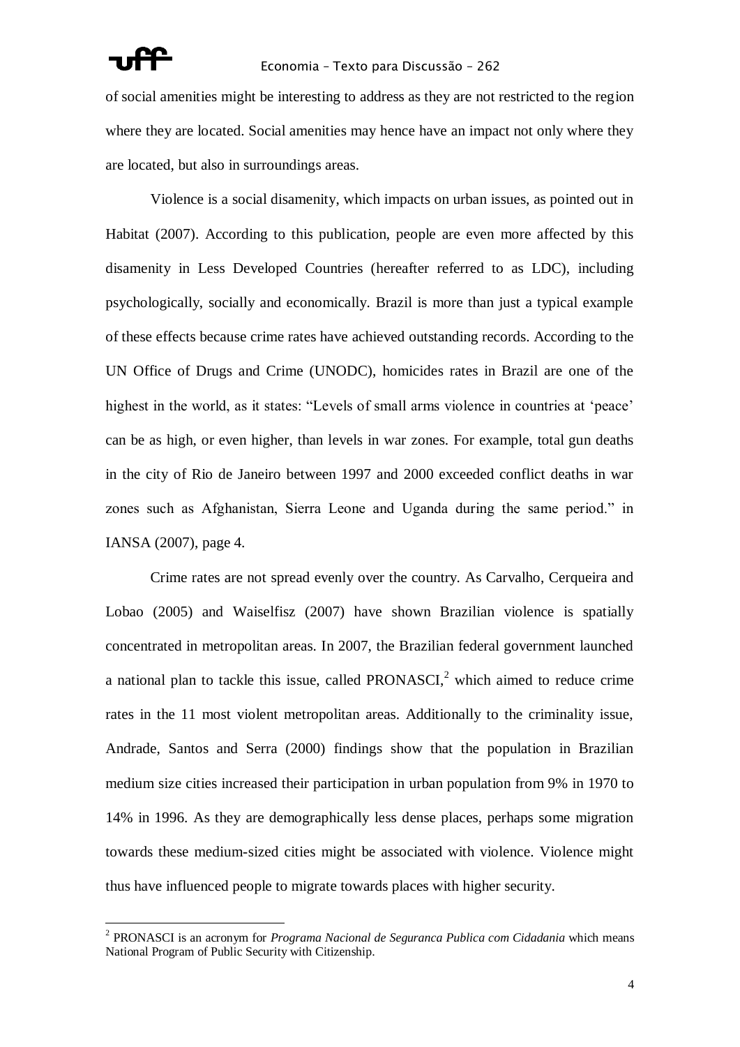of social amenities might be interesting to address as they are not restricted to the region where they are located. Social amenities may hence have an impact not only where they are located, but also in surroundings areas.

Violence is a social disamenity, which impacts on urban issues, as pointed out in Habitat (2007). According to this publication, people are even more affected by this disamenity in Less Developed Countries (hereafter referred to as LDC), including psychologically, socially and economically. Brazil is more than just a typical example of these effects because crime rates have achieved outstanding records. According to the UN Office of Drugs and Crime (UNODC), homicides rates in Brazil are one of the highest in the world, as it states: "Levels of small arms violence in countries at 'peace' can be as high, or even higher, than levels in war zones. For example, total gun deaths in the city of Rio de Janeiro between 1997 and 2000 exceeded conflict deaths in war zones such as Afghanistan, Sierra Leone and Uganda during the same period." in IANSA (2007), page 4.

Crime rates are not spread evenly over the country. As Carvalho, Cerqueira and Lobao (2005) and Waiselfisz (2007) have shown Brazilian violence is spatially concentrated in metropolitan areas. In 2007, the Brazilian federal government launched a national plan to tackle this issue, called PRONASCI,[2] which aimed to reduce crime rates in the 11 most violent metropolitan areas. Additionally to the criminality issue, Andrade, Santos and Serra (2000) findings show that the population in Brazilian medium size cities increased their participation in urban population from 9% in 1970 to 14% in 1996. As they are demographically less dense places, perhaps some migration towards these medium-sized cities might be associated with violence. Violence might thus have influenced people to migrate towards places with higher security.

[2] PRONASCI is an acronym for *Programa Nacional de Seguranca Publica com Cidadania* which means National Program of Public Security with Citizenship.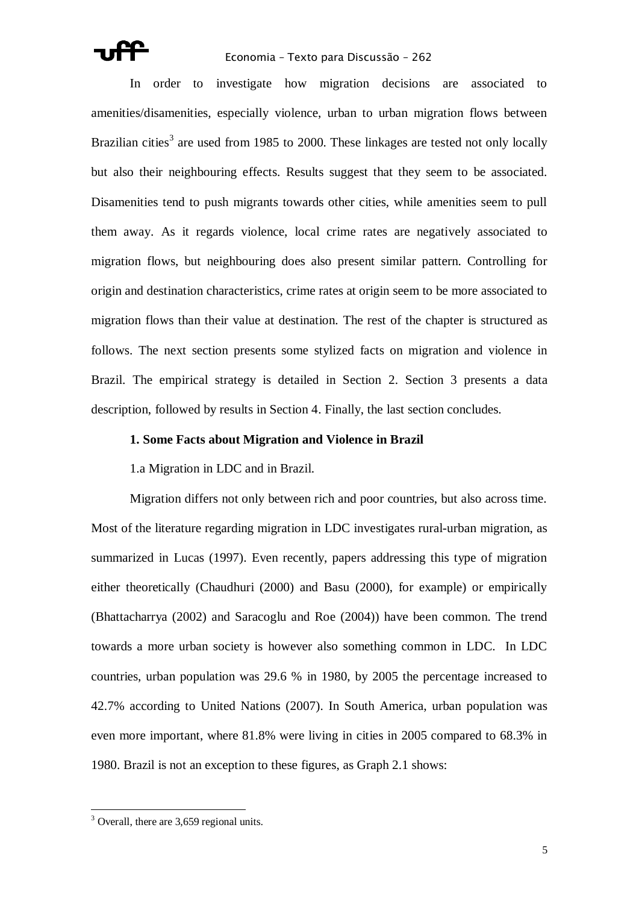In order to investigate how migration decisions are associated to amenities/disamenities, especially violence, urban to urban migration flows between Brazilian cities[3] are used from 1985 to 2000. These linkages are tested not only locally but also their neighbouring effects. Results suggest that they seem to be associated. Disamenities tend to push migrants towards other cities, while amenities seem to pull them away. As it regards violence, local crime rates are negatively associated to migration flows, but neighbouring does also present similar pattern. Controlling for origin and destination characteristics, crime rates at origin seem to be more associated to migration flows than their value at destination. The rest of the chapter is structured as follows. The next section presents some stylized facts on migration and violence in Brazil. The empirical strategy is detailed in Section 2. Section 3 presents a data description, followed by results in Section 4. Finally, the last section concludes.

## 1. Some Facts about Migration and Violence in Brazil

### 1.a Migration in LDC and in Brazil.

Migration differs not only between rich and poor countries, but also across time. Most of the literature regarding migration in LDC investigates rural-urban migration, as summarized in Lucas (1997). Even recently, papers addressing this type of migration either theoretically (Chaudhuri (2000) and Basu (2000), for example) or empirically (Bhattacharrya (2002) and Saracoglu and Roe (2004)) have been common. The trend towards a more urban society is however also something common in LDC. In LDC countries, urban population was 29.6 % in 1980, by 2005 the percentage increased to 42.7% according to United Nations (2007). In South America, urban population was even more important, where 81.8% were living in cities in 2005 compared to 68.3% in 1980. Brazil is not an exception to these figures, as Graph 2.1 shows:

---

[3] Overall, there are 3,659 regional units.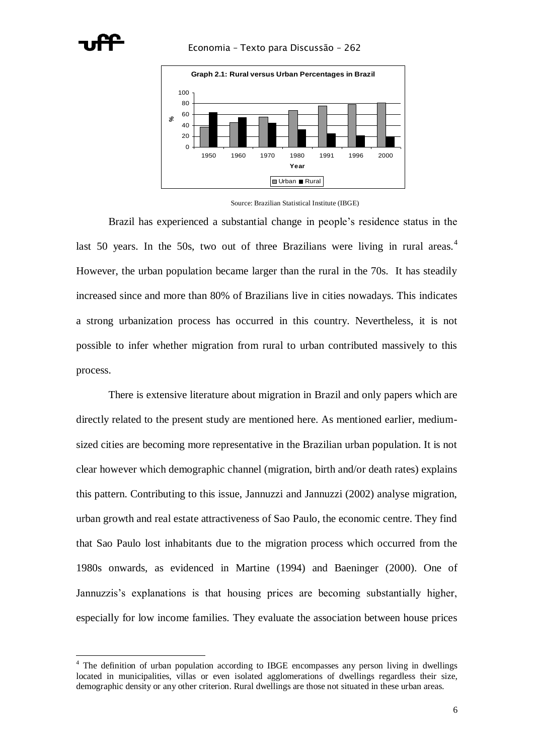**Graph 2.1: Rural versus Urban Percentages in Brazil**

Source: Brazilian Statistical Institute (IBGE)

Brazil has experienced a substantial change in people's residence status in the last 50 years. In the 50s, two out of three Brazilians were living in rural areas.[4] However, the urban population became larger than the rural in the 70s. It has steadily increased since and more than 80% of Brazilians live in cities nowadays. This indicates a strong urbanization process has occurred in this country. Nevertheless, it is not possible to infer whether migration from rural to urban contributed massively to this process.

There is extensive literature about migration in Brazil and only papers which are directly related to the present study are mentioned here. As mentioned earlier, medium-sized cities are becoming more representative in the Brazilian urban population. It is not clear however which demographic channel (migration, birth and/or death rates) explains this pattern. Contributing to this issue, Jannuzzi and Jannuzzi (2002) analyse migration, urban growth and real estate attractiveness of Sao Paulo, the economic centre. They find that Sao Paulo lost inhabitants due to the migration process which occurred from the 1980s onwards, as evidenced in Martine (1994) and Baeninger (2000). One of Jannuzzis's explanations is that housing prices are becoming substantially higher, especially for low income families. They evaluate the association between house prices

[4] The definition of urban population according to IBGE encompasses any person living in dwellings located in municipalities, villas or even isolated agglomerations of dwellings regardless their size, demographic density or any other criterion. Rural dwellings are those not situated in these urban areas.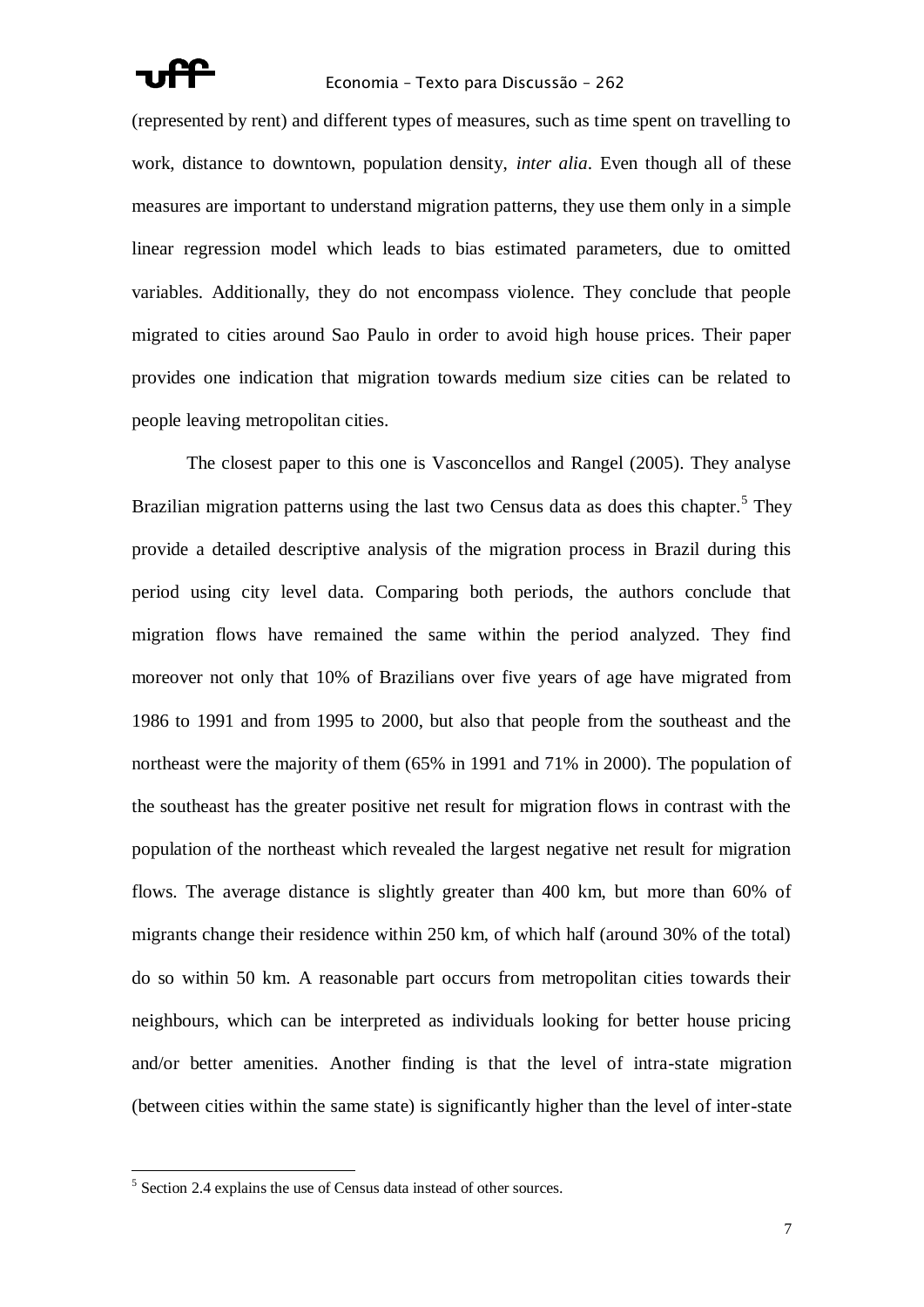(represented by rent) and different types of measures, such as time spent on travelling to work, distance to downtown, population density, *inter alia*. Even though all of these measures are important to understand migration patterns, they use them only in a simple linear regression model which leads to bias estimated parameters, due to omitted variables. Additionally, they do not encompass violence. They conclude that people migrated to cities around Sao Paulo in order to avoid high house prices. Their paper provides one indication that migration towards medium size cities can be related to people leaving metropolitan cities.

The closest paper to this one is Vasconcellos and Rangel (2005). They analyse Brazilian migration patterns using the last two Census data as does this chapter.[5] They provide a detailed descriptive analysis of the migration process in Brazil during this period using city level data. Comparing both periods, the authors conclude that migration flows have remained the same within the period analyzed. They find moreover not only that 10% of Brazilians over five years of age have migrated from 1986 to 1991 and from 1995 to 2000, but also that people from the southeast and the northeast were the majority of them (65% in 1991 and 71% in 2000). The population of the southeast has the greater positive net result for migration flows in contrast with the population of the northeast which revealed the largest negative net result for migration flows. The average distance is slightly greater than 400 km, but more than 60% of migrants change their residence within 250 km, of which half (around 30% of the total) do so within 50 km. A reasonable part occurs from metropolitan cities towards their neighbours, which can be interpreted as individuals looking for better house pricing and/or better amenities. Another finding is that the level of intra-state migration (between cities within the same state) is significantly higher than the level of inter-state

[5] Section 2.4 explains the use of Census data instead of other sources.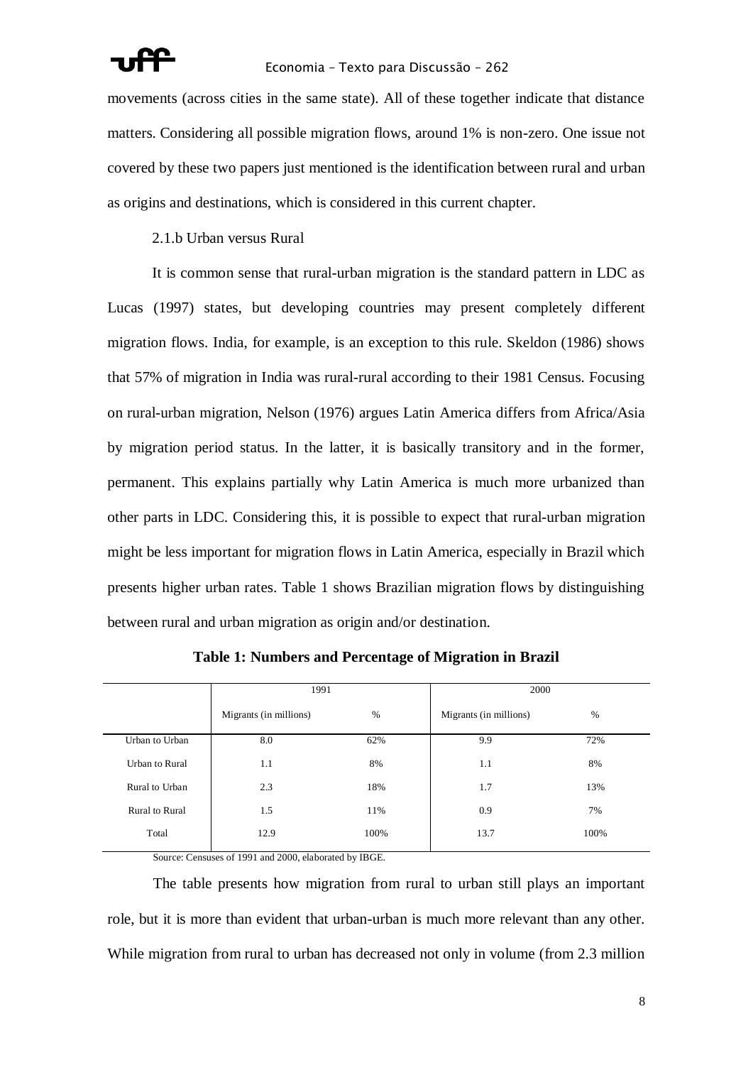movements (across cities in the same state). All of these together indicate that distance matters. Considering all possible migration flows, around 1% is non-zero. One issue not covered by these two papers just mentioned is the identification between rural and urban as origins and destinations, which is considered in this current chapter.

2.1.b Urban versus Rural

It is common sense that rural-urban migration is the standard pattern in LDC as Lucas (1997) states, but developing countries may present completely different migration flows. India, for example, is an exception to this rule. Skeldon (1986) shows that 57% of migration in India was rural-rural according to their 1981 Census. Focusing on rural-urban migration, Nelson (1976) argues Latin America differs from Africa/Asia by migration period status. In the latter, it is basically transitory and in the former, permanent. This explains partially why Latin America is much more urbanized than other parts in LDC. Considering this, it is possible to expect that rural-urban migration might be less important for migration flows in Latin America, especially in Brazil which presents higher urban rates. Table 1 shows Brazilian migration flows by distinguishing between rural and urban migration as origin and/or destination.

**Table 1: Numbers and Percentage of Migration in Brazil**

| | 1991 | | 2000 | |
|---|---|---|---|---|
| | Migrants (in millions) | % | Migrants (in millions) | % |
| Urban to Urban | 8.0 | 62% | 9.9 | 72% |
| Urban to Rural | 1.1 | 8% | 1.1 | 8% |
| Rural to Urban | 2.3 | 18% | 1.7 | 13% |
| Rural to Rural | 1.5 | 11% | 0.9 | 7% |
| Total | 12.9 | 100% | 13.7 | 100% |

Source: Censuses of 1991 and 2000, elaborated by IBGE.

The table presents how migration from rural to urban still plays an important role, but it is more than evident that urban-urban is much more relevant than any other. While migration from rural to urban has decreased not only in volume (from 2.3 million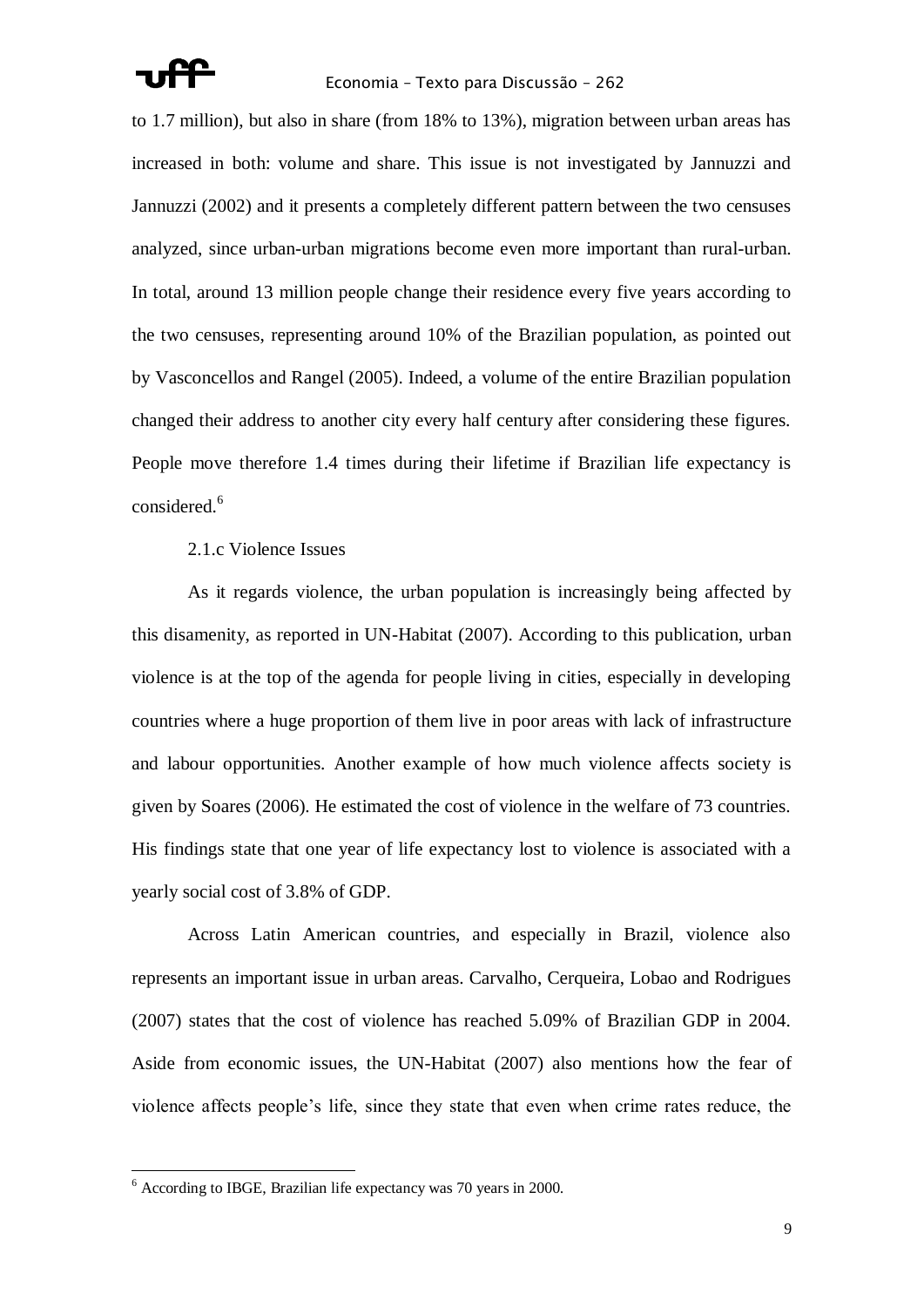to 1.7 million), but also in share (from 18% to 13%), migration between urban areas has increased in both: volume and share. This issue is not investigated by Jannuzzi and Jannuzzi (2002) and it presents a completely different pattern between the two censuses analyzed, since urban-urban migrations become even more important than rural-urban. In total, around 13 million people change their residence every five years according to the two censuses, representing around 10% of the Brazilian population, as pointed out by Vasconcellos and Rangel (2005). Indeed, a volume of the entire Brazilian population changed their address to another city every half century after considering these figures. People move therefore 1.4 times during their lifetime if Brazilian life expectancy is considered.[6]

### 2.1.c Violence Issues

As it regards violence, the urban population is increasingly being affected by this disamenity, as reported in UN-Habitat (2007). According to this publication, urban violence is at the top of the agenda for people living in cities, especially in developing countries where a huge proportion of them live in poor areas with lack of infrastructure and labour opportunities. Another example of how much violence affects society is given by Soares (2006). He estimated the cost of violence in the welfare of 73 countries. His findings state that one year of life expectancy lost to violence is associated with a yearly social cost of 3.8% of GDP.

Across Latin American countries, and especially in Brazil, violence also represents an important issue in urban areas. Carvalho, Cerqueira, Lobao and Rodrigues (2007) states that the cost of violence has reached 5.09% of Brazilian GDP in 2004. Aside from economic issues, the UN-Habitat (2007) also mentions how the fear of violence affects people's life, since they state that even when crime rates reduce, the

---

[6] According to IBGE, Brazilian life expectancy was 70 years in 2000.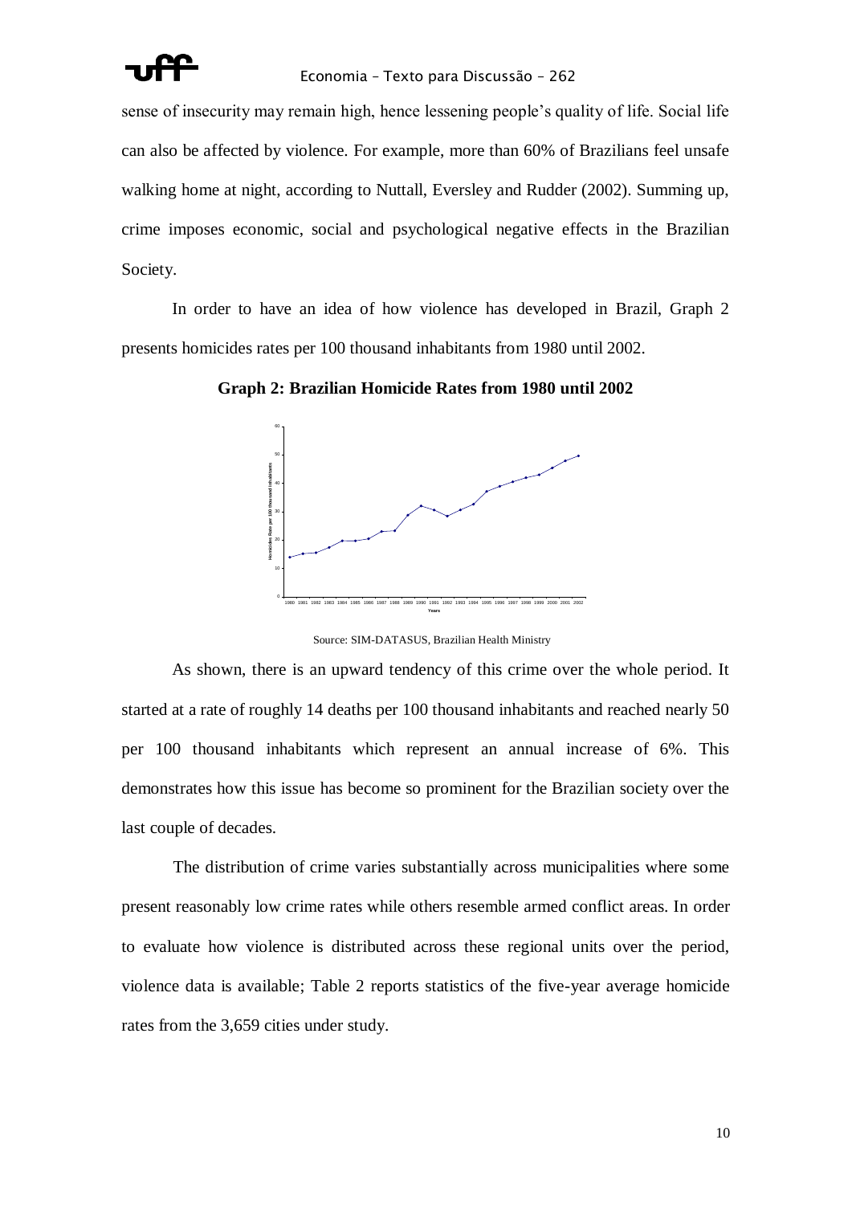sense of insecurity may remain high, hence lessening people's quality of life. Social life can also be affected by violence. For example, more than 60% of Brazilians feel unsafe walking home at night, according to Nuttall, Eversley and Rudder (2002). Summing up, crime imposes economic, social and psychological negative effects in the Brazilian Society.

In order to have an idea of how violence has developed in Brazil, Graph 2 presents homicides rates per 100 thousand inhabitants from 1980 until 2002.

**Graph 2: Brazilian Homicide Rates from 1980 until 2002**

Source: SIM-DATASUS, Brazilian Health Ministry

As shown, there is an upward tendency of this crime over the whole period. It started at a rate of roughly 14 deaths per 100 thousand inhabitants and reached nearly 50 per 100 thousand inhabitants which represent an annual increase of 6%. This demonstrates how this issue has become so prominent for the Brazilian society over the last couple of decades.

The distribution of crime varies substantially across municipalities where some present reasonably low crime rates while others resemble armed conflict areas. In order to evaluate how violence is distributed across these regional units over the period, violence data is available; Table 2 reports statistics of the five-year average homicide rates from the 3,659 cities under study.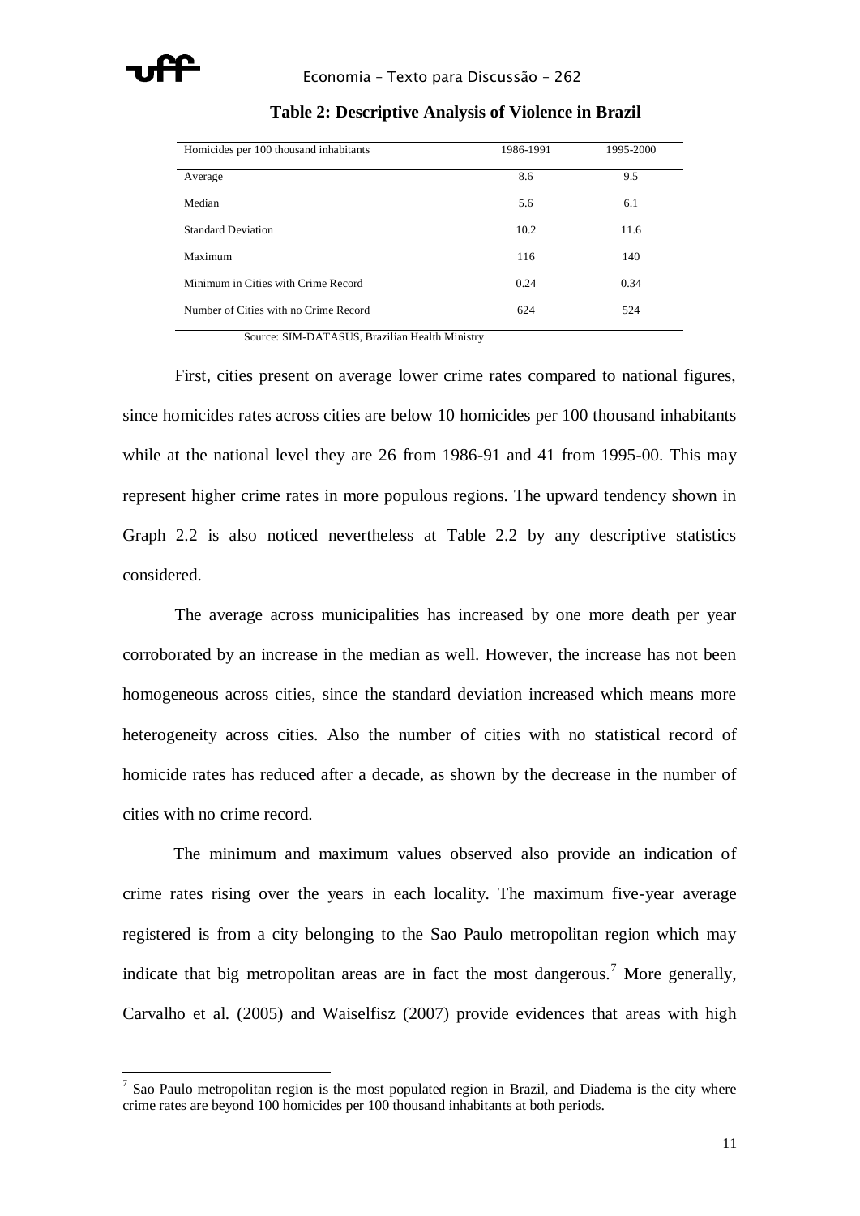**Table 2: Descriptive Analysis of Violence in Brazil**

| Homicides per 100 thousand inhabitants | 1986-1991 | 1995-2000 |
|---|---|---|
| Average | 8.6 | 9.5 |
| Median | 5.6 | 6.1 |
| Standard Deviation | 10.2 | 11.6 |
| Maximum | 116 | 140 |
| Minimum in Cities with Crime Record | 0.24 | 0.34 |
| Number of Cities with no Crime Record | 624 | 524 |

Source: SIM-DATASUS, Brazilian Health Ministry

First, cities present on average lower crime rates compared to national figures, since homicides rates across cities are below 10 homicides per 100 thousand inhabitants while at the national level they are 26 from 1986-91 and 41 from 1995-00. This may represent higher crime rates in more populous regions. The upward tendency shown in Graph 2.2 is also noticed nevertheless at Table 2.2 by any descriptive statistics considered.

The average across municipalities has increased by one more death per year corroborated by an increase in the median as well. However, the increase has not been homogeneous across cities, since the standard deviation increased which means more heterogeneity across cities. Also the number of cities with no statistical record of homicide rates has reduced after a decade, as shown by the decrease in the number of cities with no crime record.

The minimum and maximum values observed also provide an indication of crime rates rising over the years in each locality. The maximum five-year average registered is from a city belonging to the Sao Paulo metropolitan region which may indicate that big metropolitan areas are in fact the most dangerous.[7] More generally, Carvalho et al. (2005) and Waiselfisz (2007) provide evidences that areas with high

[7] Sao Paulo metropolitan region is the most populated region in Brazil, and Diadema is the city where crime rates are beyond 100 homicides per 100 thousand inhabitants at both periods.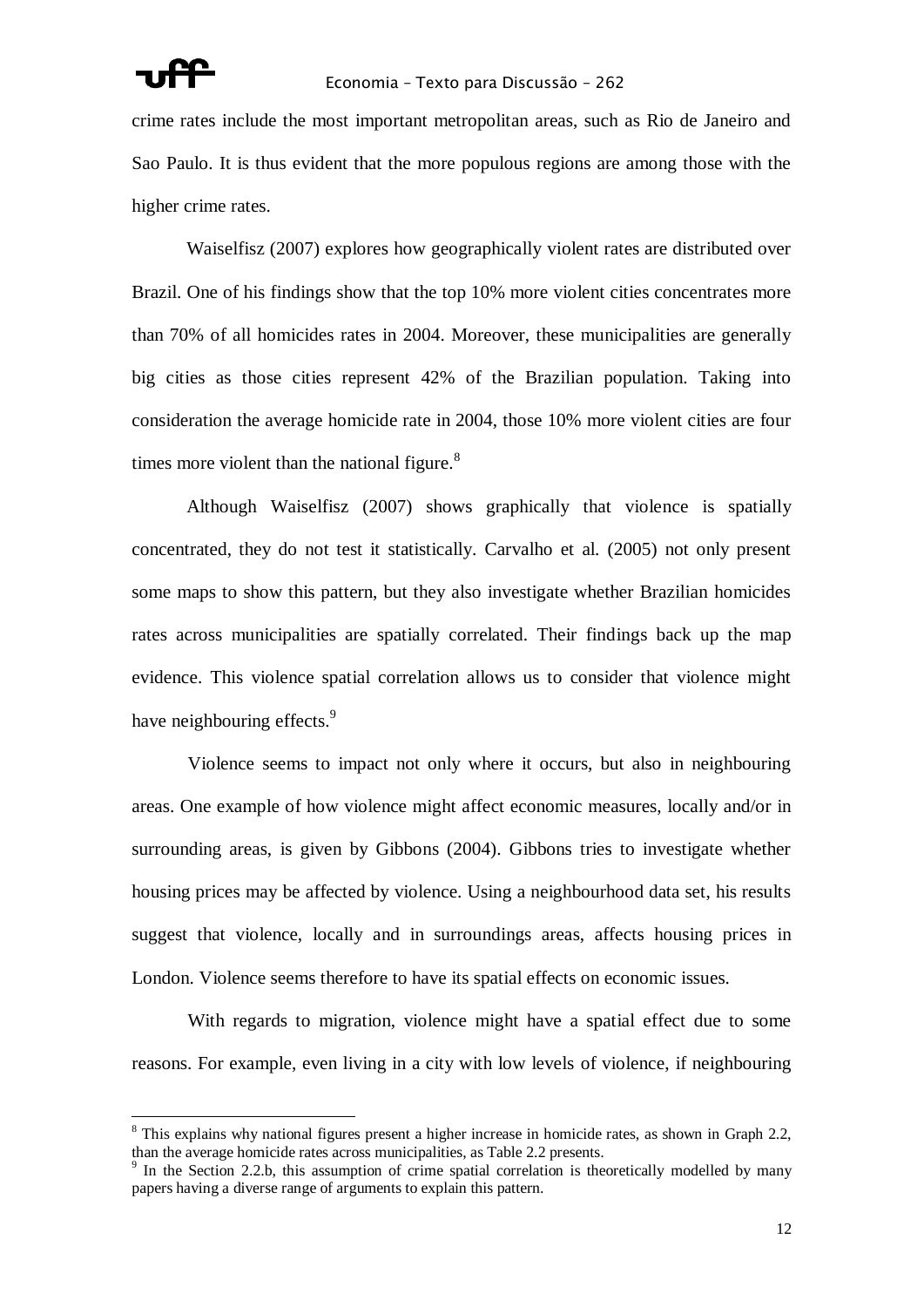crime rates include the most important metropolitan areas, such as Rio de Janeiro and Sao Paulo. It is thus evident that the more populous regions are among those with the higher crime rates.

Waiselfisz (2007) explores how geographically violent rates are distributed over Brazil. One of his findings show that the top 10% more violent cities concentrates more than 70% of all homicides rates in 2004. Moreover, these municipalities are generally big cities as those cities represent 42% of the Brazilian population. Taking into consideration the average homicide rate in 2004, those 10% more violent cities are four times more violent than the national figure.[8]

Although Waiselfisz (2007) shows graphically that violence is spatially concentrated, they do not test it statistically. Carvalho et al. (2005) not only present some maps to show this pattern, but they also investigate whether Brazilian homicides rates across municipalities are spatially correlated. Their findings back up the map evidence. This violence spatial correlation allows us to consider that violence might have neighbouring effects.[9]

Violence seems to impact not only where it occurs, but also in neighbouring areas. One example of how violence might affect economic measures, locally and/or in surrounding areas, is given by Gibbons (2004). Gibbons tries to investigate whether housing prices may be affected by violence. Using a neighbourhood data set, his results suggest that violence, locally and in surroundings areas, affects housing prices in London. Violence seems therefore to have its spatial effects on economic issues.

With regards to migration, violence might have a spatial effect due to some reasons. For example, even living in a city with low levels of violence, if neighbouring

---

[8] This explains why national figures present a higher increase in homicide rates, as shown in Graph 2.2, than the average homicide rates across municipalities, as Table 2.2 presents.

[9] In the Section 2.2.b, this assumption of crime spatial correlation is theoretically modelled by many papers having a diverse range of arguments to explain this pattern.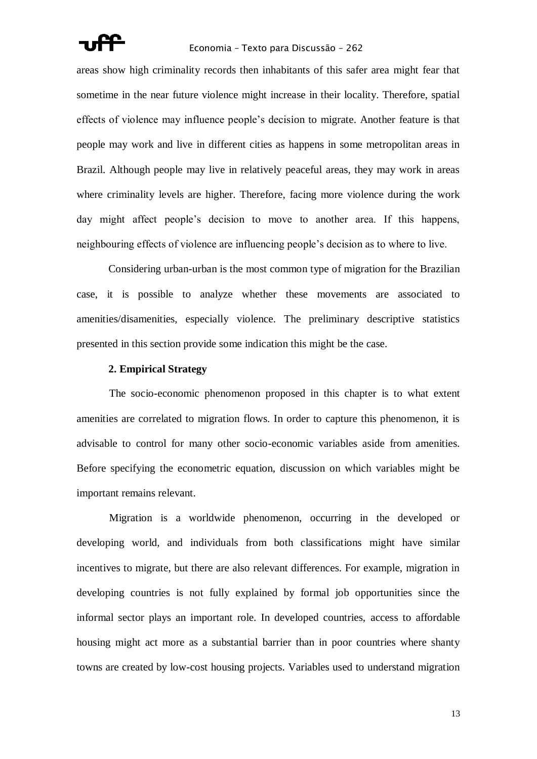areas show high criminality records then inhabitants of this safer area might fear that sometime in the near future violence might increase in their locality. Therefore, spatial effects of violence may influence people's decision to migrate. Another feature is that people may work and live in different cities as happens in some metropolitan areas in Brazil. Although people may live in relatively peaceful areas, they may work in areas where criminality levels are higher. Therefore, facing more violence during the work day might affect people's decision to move to another area. If this happens, neighbouring effects of violence are influencing people's decision as to where to live.

Considering urban-urban is the most common type of migration for the Brazilian case, it is possible to analyze whether these movements are associated to amenities/disamenities, especially violence. The preliminary descriptive statistics presented in this section provide some indication this might be the case.

## 2. Empirical Strategy

The socio-economic phenomenon proposed in this chapter is to what extent amenities are correlated to migration flows. In order to capture this phenomenon, it is advisable to control for many other socio-economic variables aside from amenities. Before specifying the econometric equation, discussion on which variables might be important remains relevant.

Migration is a worldwide phenomenon, occurring in the developed or developing world, and individuals from both classifications might have similar incentives to migrate, but there are also relevant differences. For example, migration in developing countries is not fully explained by formal job opportunities since the informal sector plays an important role. In developed countries, access to affordable housing might act more as a substantial barrier than in poor countries where shanty towns are created by low-cost housing projects. Variables used to understand migration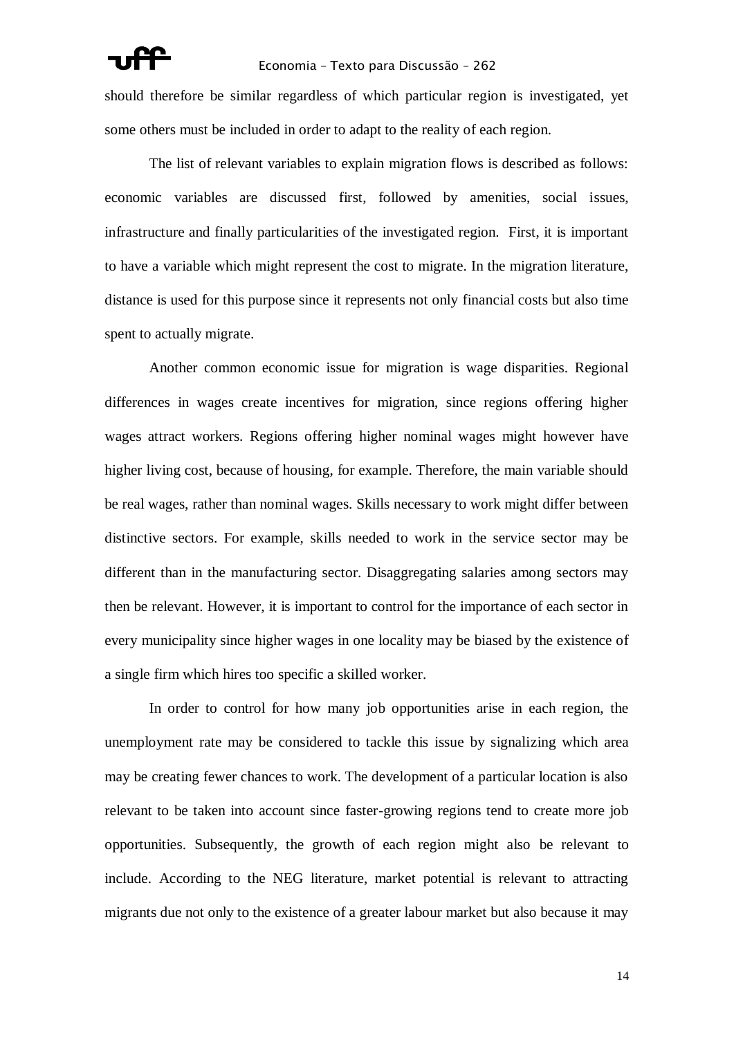should therefore be similar regardless of which particular region is investigated, yet some others must be included in order to adapt to the reality of each region.

The list of relevant variables to explain migration flows is described as follows: economic variables are discussed first, followed by amenities, social issues, infrastructure and finally particularities of the investigated region. First, it is important to have a variable which might represent the cost to migrate. In the migration literature, distance is used for this purpose since it represents not only financial costs but also time spent to actually migrate.

Another common economic issue for migration is wage disparities. Regional differences in wages create incentives for migration, since regions offering higher wages attract workers. Regions offering higher nominal wages might however have higher living cost, because of housing, for example. Therefore, the main variable should be real wages, rather than nominal wages. Skills necessary to work might differ between distinctive sectors. For example, skills needed to work in the service sector may be different than in the manufacturing sector. Disaggregating salaries among sectors may then be relevant. However, it is important to control for the importance of each sector in every municipality since higher wages in one locality may be biased by the existence of a single firm which hires too specific a skilled worker.

In order to control for how many job opportunities arise in each region, the unemployment rate may be considered to tackle this issue by signalizing which area may be creating fewer chances to work. The development of a particular location is also relevant to be taken into account since faster-growing regions tend to create more job opportunities. Subsequently, the growth of each region might also be relevant to include. According to the NEG literature, market potential is relevant to attracting migrants due not only to the existence of a greater labour market but also because it may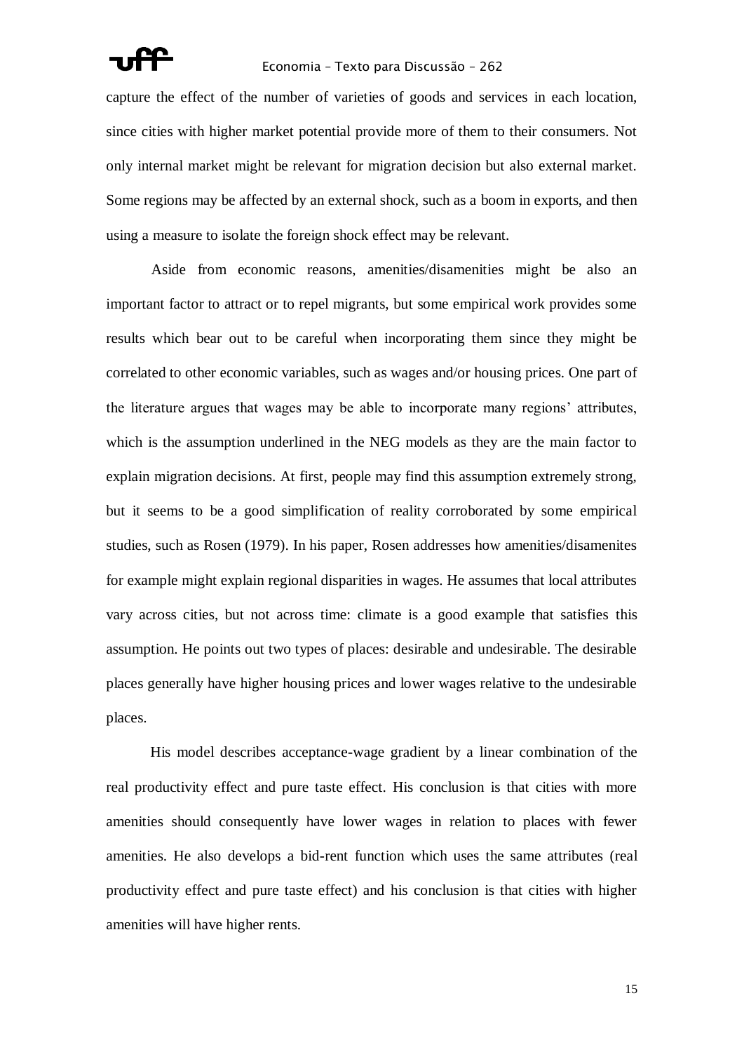capture the effect of the number of varieties of goods and services in each location, since cities with higher market potential provide more of them to their consumers. Not only internal market might be relevant for migration decision but also external market. Some regions may be affected by an external shock, such as a boom in exports, and then using a measure to isolate the foreign shock effect may be relevant.

Aside from economic reasons, amenities/disamenities might be also an important factor to attract or to repel migrants, but some empirical work provides some results which bear out to be careful when incorporating them since they might be correlated to other economic variables, such as wages and/or housing prices. One part of the literature argues that wages may be able to incorporate many regions' attributes, which is the assumption underlined in the NEG models as they are the main factor to explain migration decisions. At first, people may find this assumption extremely strong, but it seems to be a good simplification of reality corroborated by some empirical studies, such as Rosen (1979). In his paper, Rosen addresses how amenities/disamenites for example might explain regional disparities in wages. He assumes that local attributes vary across cities, but not across time: climate is a good example that satisfies this assumption. He points out two types of places: desirable and undesirable. The desirable places generally have higher housing prices and lower wages relative to the undesirable places.

His model describes acceptance-wage gradient by a linear combination of the real productivity effect and pure taste effect. His conclusion is that cities with more amenities should consequently have lower wages in relation to places with fewer amenities. He also develops a bid-rent function which uses the same attributes (real productivity effect and pure taste effect) and his conclusion is that cities with higher amenities will have higher rents.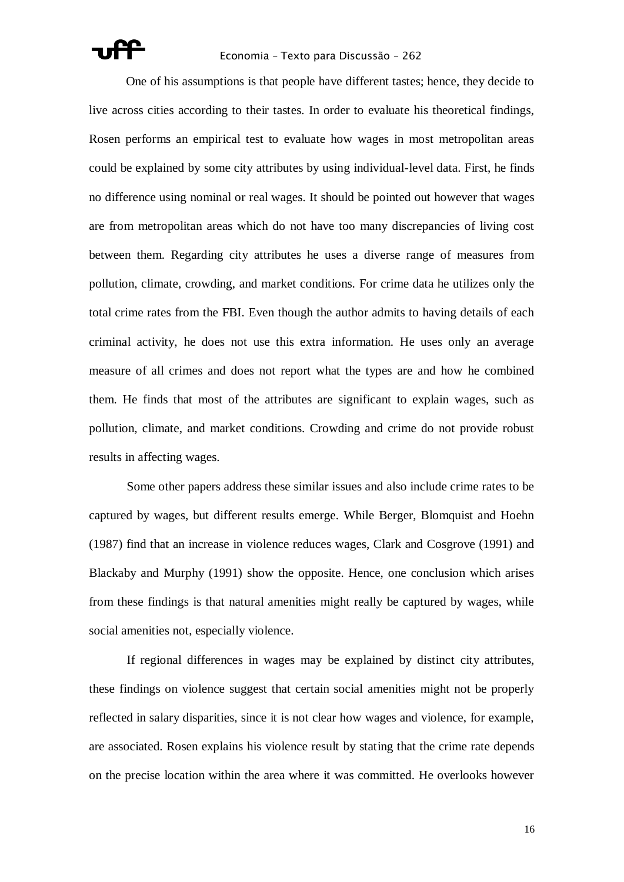One of his assumptions is that people have different tastes; hence, they decide to live across cities according to their tastes. In order to evaluate his theoretical findings, Rosen performs an empirical test to evaluate how wages in most metropolitan areas could be explained by some city attributes by using individual-level data. First, he finds no difference using nominal or real wages. It should be pointed out however that wages are from metropolitan areas which do not have too many discrepancies of living cost between them. Regarding city attributes he uses a diverse range of measures from pollution, climate, crowding, and market conditions. For crime data he utilizes only the total crime rates from the FBI. Even though the author admits to having details of each criminal activity, he does not use this extra information. He uses only an average measure of all crimes and does not report what the types are and how he combined them. He finds that most of the attributes are significant to explain wages, such as pollution, climate, and market conditions. Crowding and crime do not provide robust results in affecting wages.

Some other papers address these similar issues and also include crime rates to be captured by wages, but different results emerge. While Berger, Blomquist and Hoehn (1987) find that an increase in violence reduces wages, Clark and Cosgrove (1991) and Blackaby and Murphy (1991) show the opposite. Hence, one conclusion which arises from these findings is that natural amenities might really be captured by wages, while social amenities not, especially violence.

If regional differences in wages may be explained by distinct city attributes, these findings on violence suggest that certain social amenities might not be properly reflected in salary disparities, since it is not clear how wages and violence, for example, are associated. Rosen explains his violence result by stating that the crime rate depends on the precise location within the area where it was committed. He overlooks however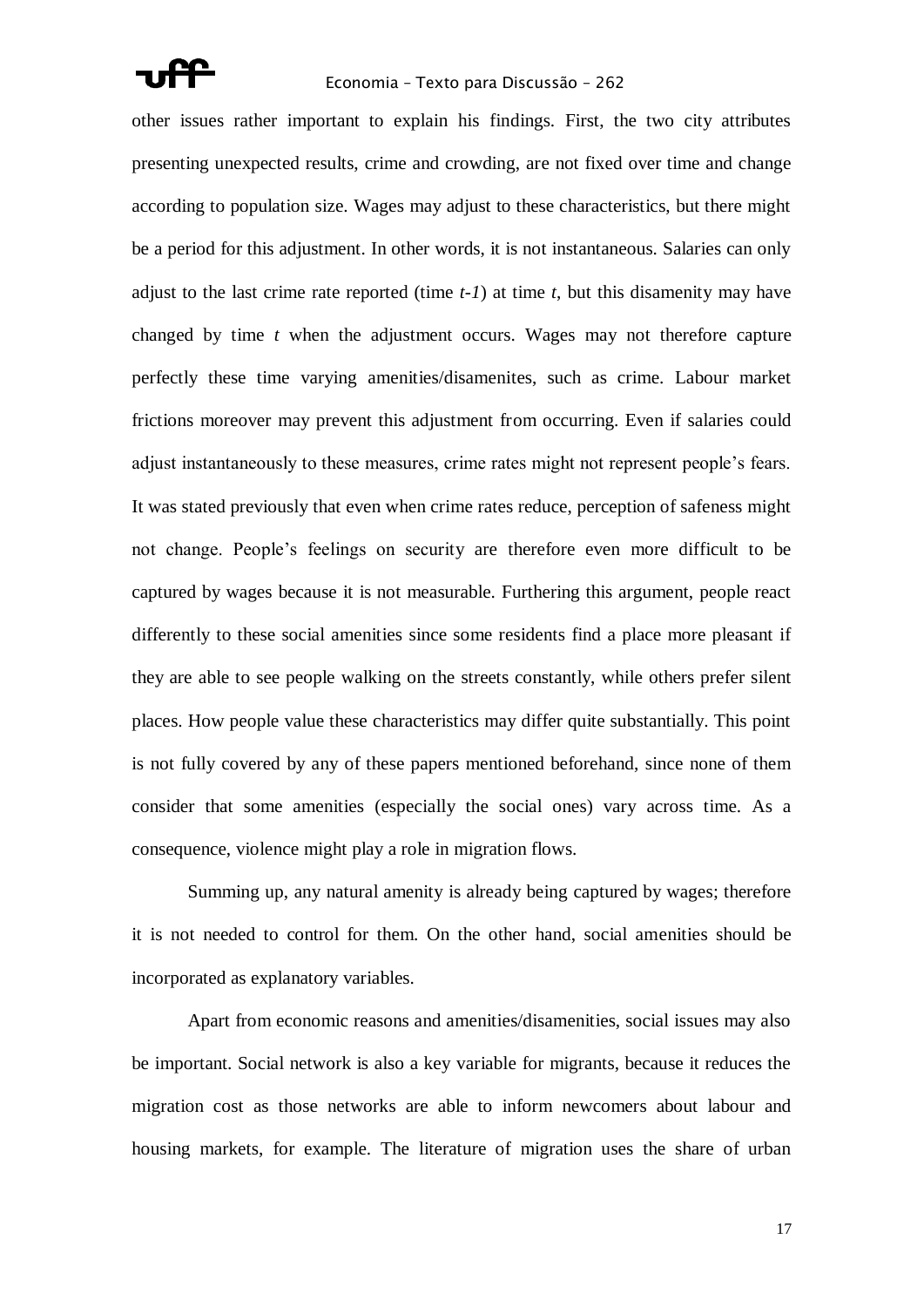other issues rather important to explain his findings. First, the two city attributes presenting unexpected results, crime and crowding, are not fixed over time and change according to population size. Wages may adjust to these characteristics, but there might be a period for this adjustment. In other words, it is not instantaneous. Salaries can only adjust to the last crime rate reported (time $t$-$1$) at time $t$, but this disamenity may have changed by time $t$ when the adjustment occurs. Wages may not therefore capture perfectly these time varying amenities/disamenites, such as crime. Labour market frictions moreover may prevent this adjustment from occurring. Even if salaries could adjust instantaneously to these measures, crime rates might not represent people's fears. It was stated previously that even when crime rates reduce, perception of safeness might not change. People's feelings on security are therefore even more difficult to be captured by wages because it is not measurable. Furthering this argument, people react differently to these social amenities since some residents find a place more pleasant if they are able to see people walking on the streets constantly, while others prefer silent places. How people value these characteristics may differ quite substantially. This point is not fully covered by any of these papers mentioned beforehand, since none of them consider that some amenities (especially the social ones) vary across time. As a consequence, violence might play a role in migration flows.

Summing up, any natural amenity is already being captured by wages; therefore it is not needed to control for them. On the other hand, social amenities should be incorporated as explanatory variables.

Apart from economic reasons and amenities/disamenities, social issues may also be important. Social network is also a key variable for migrants, because it reduces the migration cost as those networks are able to inform newcomers about labour and housing markets, for example. The literature of migration uses the share of urban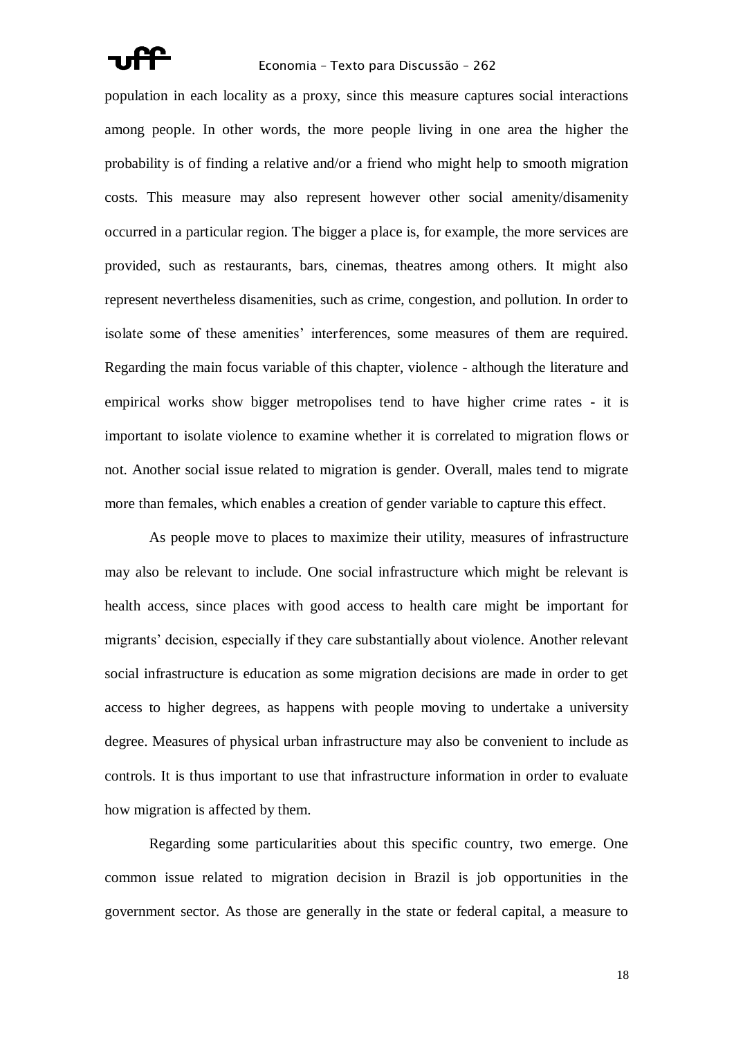population in each locality as a proxy, since this measure captures social interactions among people. In other words, the more people living in one area the higher the probability is of finding a relative and/or a friend who might help to smooth migration costs. This measure may also represent however other social amenity/disamenity occurred in a particular region. The bigger a place is, for example, the more services are provided, such as restaurants, bars, cinemas, theatres among others. It might also represent nevertheless disamenities, such as crime, congestion, and pollution. In order to isolate some of these amenities' interferences, some measures of them are required. Regarding the main focus variable of this chapter, violence - although the literature and empirical works show bigger metropolises tend to have higher crime rates - it is important to isolate violence to examine whether it is correlated to migration flows or not. Another social issue related to migration is gender. Overall, males tend to migrate more than females, which enables a creation of gender variable to capture this effect.

As people move to places to maximize their utility, measures of infrastructure may also be relevant to include. One social infrastructure which might be relevant is health access, since places with good access to health care might be important for migrants' decision, especially if they care substantially about violence. Another relevant social infrastructure is education as some migration decisions are made in order to get access to higher degrees, as happens with people moving to undertake a university degree. Measures of physical urban infrastructure may also be convenient to include as controls. It is thus important to use that infrastructure information in order to evaluate how migration is affected by them.

Regarding some particularities about this specific country, two emerge. One common issue related to migration decision in Brazil is job opportunities in the government sector. As those are generally in the state or federal capital, a measure to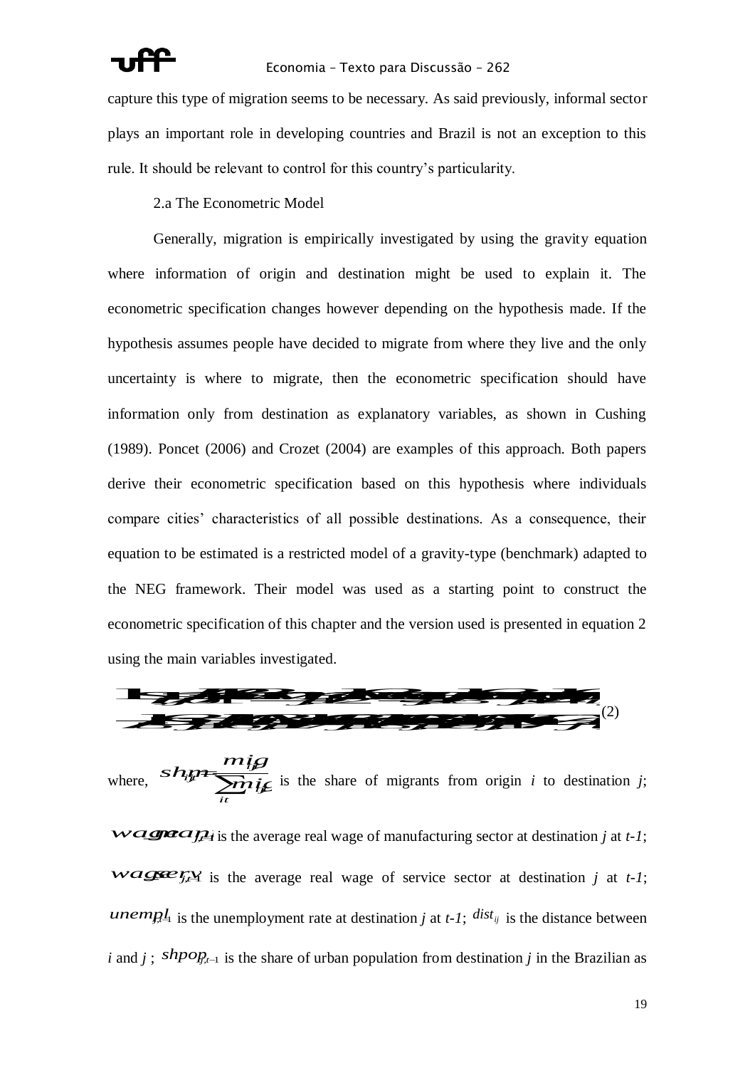capture this type of migration seems to be necessary. As said previously, informal sector plays an important role in developing countries and Brazil is not an exception to this rule. It should be relevant to control for this country's particularity.

2.a The Econometric Model

Generally, migration is empirically investigated by using the gravity equation where information of origin and destination might be used to explain it. The econometric specification changes however depending on the hypothesis made. If the hypothesis assumes people have decided to migrate from where they live and the only uncertainty is where to migrate, then the econometric specification should have information only from destination as explanatory variables, as shown in Cushing (1989). Poncet (2006) and Crozet (2004) are examples of this approach. Both papers derive their econometric specification based on this hypothesis where individuals compare cities' characteristics of all possible destinations. As a consequence, their equation to be estimated is a restricted model of a gravity-type (benchmark) adapted to the NEG framework. Their model was used as a starting point to construct the econometric specification of this chapter and the version used is presented in equation 2 using the main variables investigated.

(2)

where, $shm_{ijt} = \frac{mig_{ijt}}{\sum_{it} mig_{ijt}}$ is the share of migrants from origin *i* to destination *j*; $wage\_manuf_{j,t-1}$ is the average real wage of manufacturing sector at destination *j* at *t-1*; $wage\_serv_{j,t-1}$ is the average real wage of service sector at destination *j* at *t-1*; $unempl_{j,t-1}$ is the unemployment rate at destination *j* at *t-1*; $dist_{ij}$ is the distance between *i* and *j* ; $shpop_{j,t-1}$ is the share of urban population from destination *j* in the Brazilian as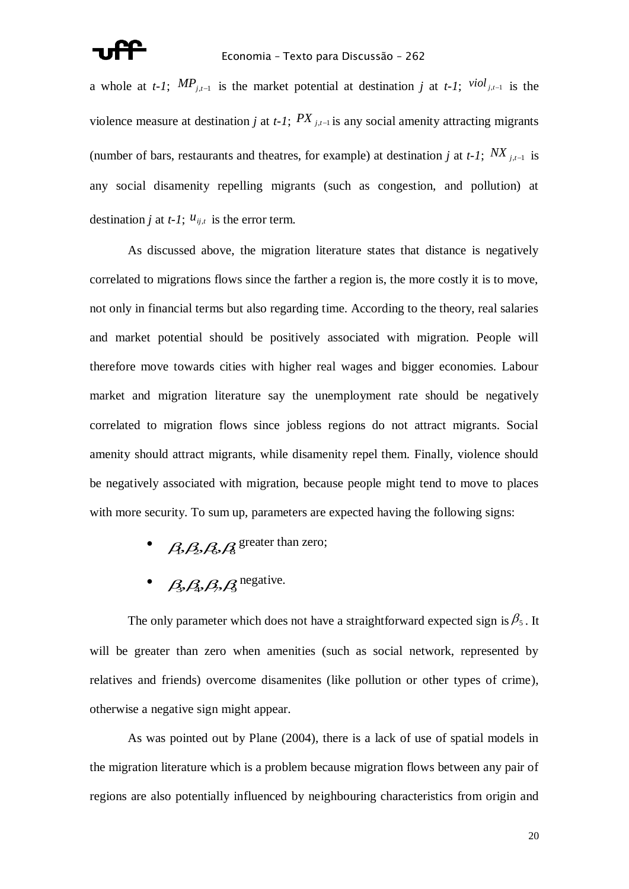a whole at *t-1*; $MP_{j,t-1}$ is the market potential at destination *j* at *t-1*; $viol_{j,t-1}$ is the violence measure at destination *j* at *t-1*; $PX_{j,t-1}$ is any social amenity attracting migrants (number of bars, restaurants and theatres, for example) at destination *j* at *t-1*; $NX_{j,t-1}$ is any social disamenity repelling migrants (such as congestion, and pollution) at destination *j* at *t-1*; $u_{ij,t}$ is the error term.

As discussed above, the migration literature states that distance is negatively correlated to migrations flows since the farther a region is, the more costly it is to move, not only in financial terms but also regarding time. According to the theory, real salaries and market potential should be positively associated with migration. People will therefore move towards cities with higher real wages and bigger economies. Labour market and migration literature say the unemployment rate should be negatively correlated to migration flows since jobless regions do not attract migrants. Social amenity should attract migrants, while disamenity repel them. Finally, violence should be negatively associated with migration, because people might tend to move to places with more security. To sum up, parameters are expected having the following signs:

- $\beta_1, \beta_2, \beta_6, \beta_8$ greater than zero;
- $\beta_3, \beta_4, \beta_7, \beta_9$ negative.

The only parameter which does not have a straightforward expected sign is $\beta_5$. It will be greater than zero when amenities (such as social network, represented by relatives and friends) overcome disamenites (like pollution or other types of crime), otherwise a negative sign might appear.

As was pointed out by Plane (2004), there is a lack of use of spatial models in the migration literature which is a problem because migration flows between any pair of regions are also potentially influenced by neighbouring characteristics from origin and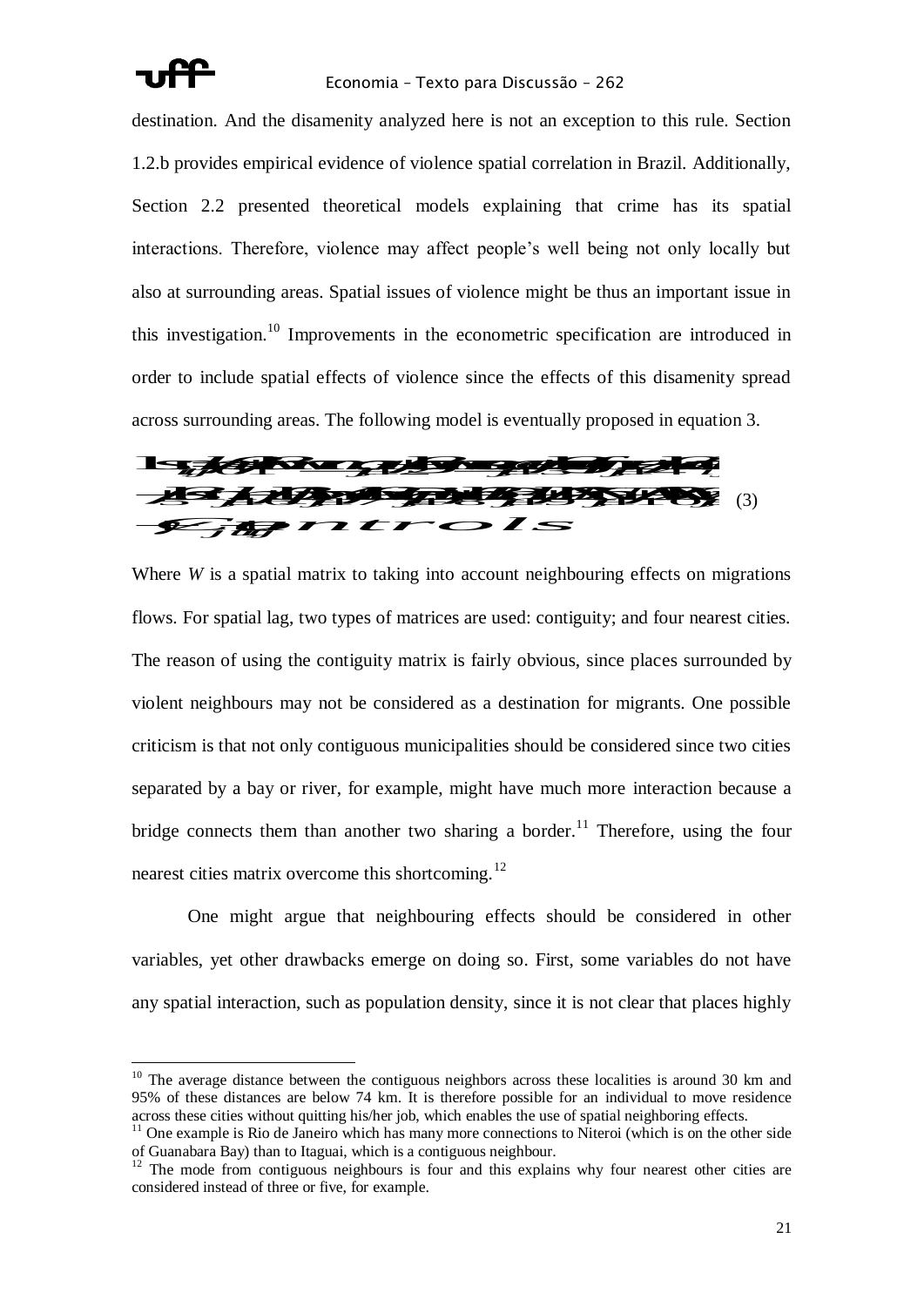destination. And the disamenity analyzed here is not an exception to this rule. Section 1.2.b provides empirical evidence of violence spatial correlation in Brazil. Additionally, Section 2.2 presented theoretical models explaining that crime has its spatial interactions. Therefore, violence may affect people's well being not only locally but also at surrounding areas. Spatial issues of violence might be thus an important issue in this investigation.[10] Improvements in the econometric specification are introduced in order to include spatial effects of violence since the effects of this disamenity spread across surrounding areas. The following model is eventually proposed in equation 3.

$$\ldots + \textit{controls} \qquad (3)$$

Where $W$ is a spatial matrix to taking into account neighbouring effects on migrations flows. For spatial lag, two types of matrices are used: contiguity; and four nearest cities. The reason of using the contiguity matrix is fairly obvious, since places surrounded by violent neighbours may not be considered as a destination for migrants. One possible criticism is that not only contiguous municipalities should be considered since two cities separated by a bay or river, for example, might have much more interaction because a bridge connects them than another two sharing a border.[11] Therefore, using the four nearest cities matrix overcome this shortcoming.[12]

One might argue that neighbouring effects should be considered in other variables, yet other drawbacks emerge on doing so. First, some variables do not have any spatial interaction, such as population density, since it is not clear that places highly

---

[10] The average distance between the contiguous neighbors across these localities is around 30 km and 95% of these distances are below 74 km. It is therefore possible for an individual to move residence across these cities without quitting his/her job, which enables the use of spatial neighboring effects.

[11] One example is Rio de Janeiro which has many more connections to Niteroi (which is on the other side of Guanabara Bay) than to Itaguai, which is a contiguous neighbour.

[12] The mode from contiguous neighbours is four and this explains why four nearest other cities are considered instead of three or five, for example.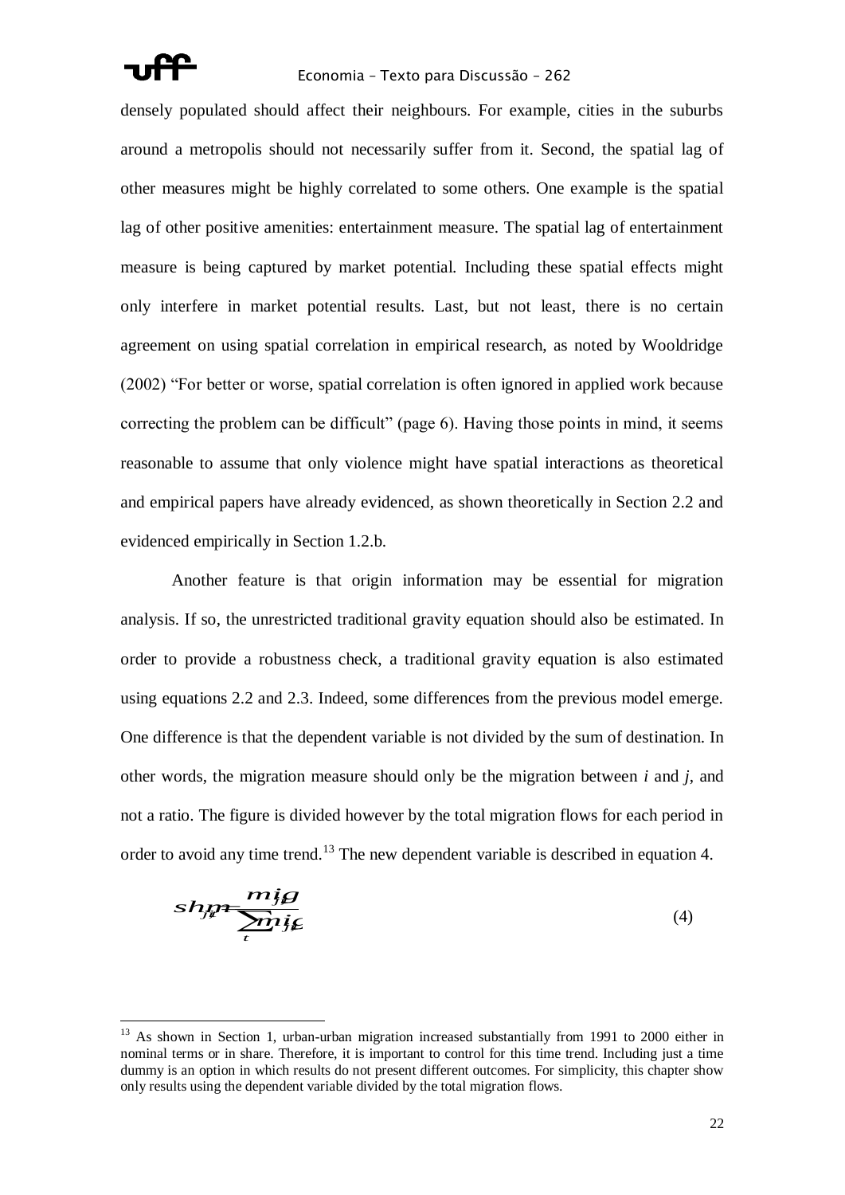densely populated should affect their neighbours. For example, cities in the suburbs around a metropolis should not necessarily suffer from it. Second, the spatial lag of other measures might be highly correlated to some others. One example is the spatial lag of other positive amenities: entertainment measure. The spatial lag of entertainment measure is being captured by market potential. Including these spatial effects might only interfere in market potential results. Last, but not least, there is no certain agreement on using spatial correlation in empirical research, as noted by Wooldridge (2002) "For better or worse, spatial correlation is often ignored in applied work because correcting the problem can be difficult" (page 6). Having those points in mind, it seems reasonable to assume that only violence might have spatial interactions as theoretical and empirical papers have already evidenced, as shown theoretically in Section 2.2 and evidenced empirically in Section 1.2.b.

Another feature is that origin information may be essential for migration analysis. If so, the unrestricted traditional gravity equation should also be estimated. In order to provide a robustness check, a traditional gravity equation is also estimated using equations 2.2 and 2.3. Indeed, some differences from the previous model emerge. One difference is that the dependent variable is not divided by the sum of destination. In other words, the migration measure should only be the migration between *i* and *j*, and not a ratio. The figure is divided however by the total migration flows for each period in order to avoid any time trend.[13] The new dependent variable is described in equation 4.

$$shm_{jit} = \frac{mig_{jit}}{\sum_{t} mig_{jit}} \tag{4}$$

[13] As shown in Section 1, urban-urban migration increased substantially from 1991 to 2000 either in nominal terms or in share. Therefore, it is important to control for this time trend. Including just a time dummy is an option in which results do not present different outcomes. For simplicity, this chapter show only results using the dependent variable divided by the total migration flows.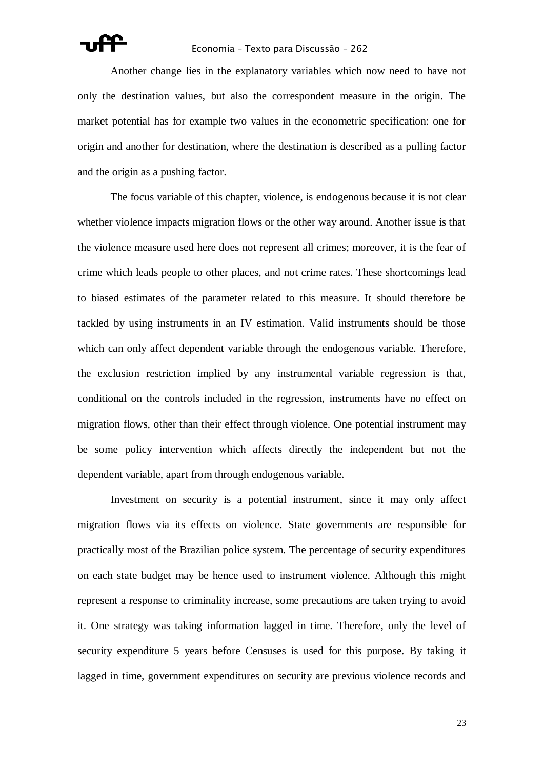Another change lies in the explanatory variables which now need to have not only the destination values, but also the correspondent measure in the origin. The market potential has for example two values in the econometric specification: one for origin and another for destination, where the destination is described as a pulling factor and the origin as a pushing factor.

The focus variable of this chapter, violence, is endogenous because it is not clear whether violence impacts migration flows or the other way around. Another issue is that the violence measure used here does not represent all crimes; moreover, it is the fear of crime which leads people to other places, and not crime rates. These shortcomings lead to biased estimates of the parameter related to this measure. It should therefore be tackled by using instruments in an IV estimation. Valid instruments should be those which can only affect dependent variable through the endogenous variable. Therefore, the exclusion restriction implied by any instrumental variable regression is that, conditional on the controls included in the regression, instruments have no effect on migration flows, other than their effect through violence. One potential instrument may be some policy intervention which affects directly the independent but not the dependent variable, apart from through endogenous variable.

Investment on security is a potential instrument, since it may only affect migration flows via its effects on violence. State governments are responsible for practically most of the Brazilian police system. The percentage of security expenditures on each state budget may be hence used to instrument violence. Although this might represent a response to criminality increase, some precautions are taken trying to avoid it. One strategy was taking information lagged in time. Therefore, only the level of security expenditure 5 years before Censuses is used for this purpose. By taking it lagged in time, government expenditures on security are previous violence records and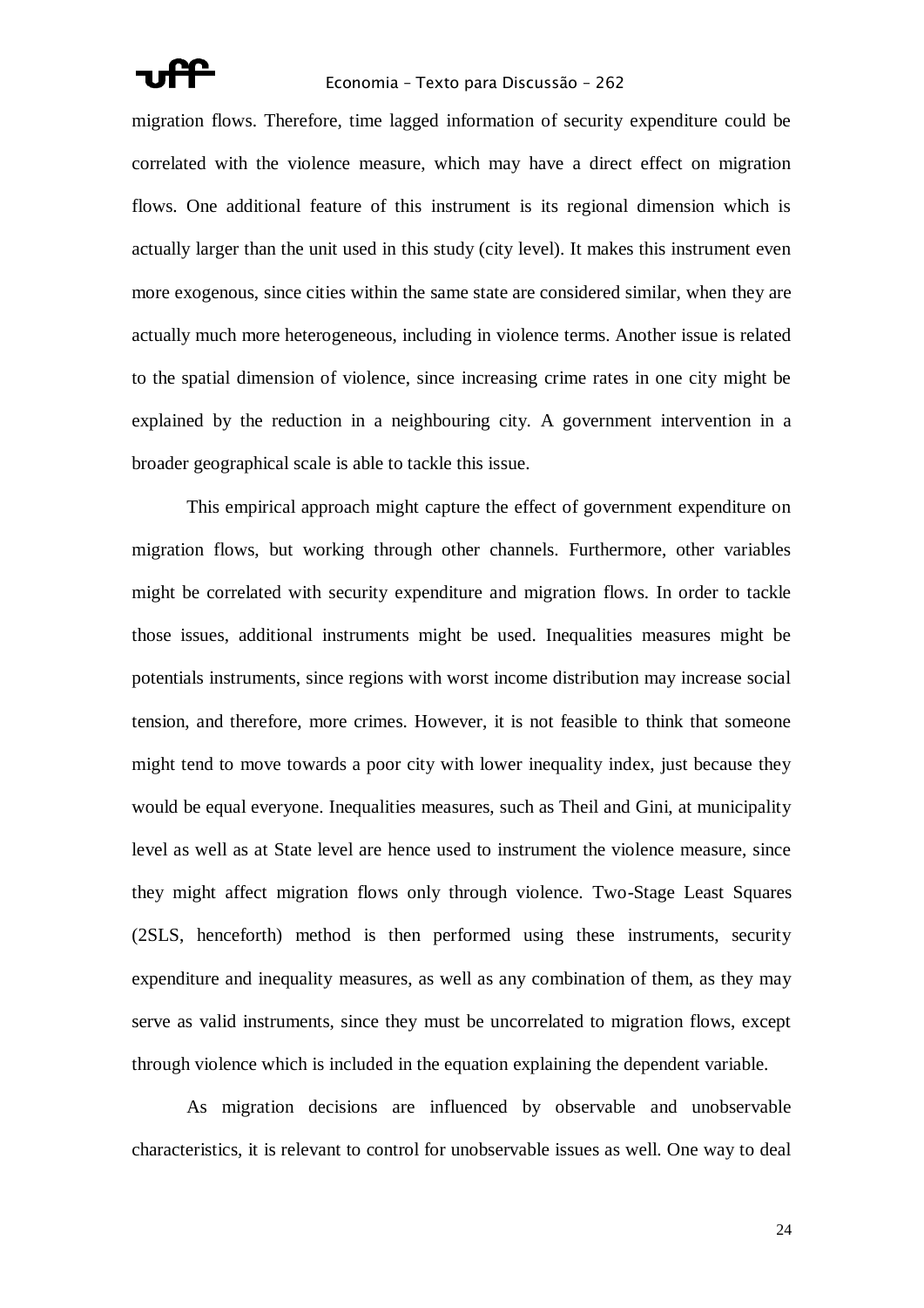migration flows. Therefore, time lagged information of security expenditure could be correlated with the violence measure, which may have a direct effect on migration flows. One additional feature of this instrument is its regional dimension which is actually larger than the unit used in this study (city level). It makes this instrument even more exogenous, since cities within the same state are considered similar, when they are actually much more heterogeneous, including in violence terms. Another issue is related to the spatial dimension of violence, since increasing crime rates in one city might be explained by the reduction in a neighbouring city. A government intervention in a broader geographical scale is able to tackle this issue.

This empirical approach might capture the effect of government expenditure on migration flows, but working through other channels. Furthermore, other variables might be correlated with security expenditure and migration flows. In order to tackle those issues, additional instruments might be used. Inequalities measures might be potentials instruments, since regions with worst income distribution may increase social tension, and therefore, more crimes. However, it is not feasible to think that someone might tend to move towards a poor city with lower inequality index, just because they would be equal everyone. Inequalities measures, such as Theil and Gini, at municipality level as well as at State level are hence used to instrument the violence measure, since they might affect migration flows only through violence. Two-Stage Least Squares (2SLS, henceforth) method is then performed using these instruments, security expenditure and inequality measures, as well as any combination of them, as they may serve as valid instruments, since they must be uncorrelated to migration flows, except through violence which is included in the equation explaining the dependent variable.

As migration decisions are influenced by observable and unobservable characteristics, it is relevant to control for unobservable issues as well. One way to deal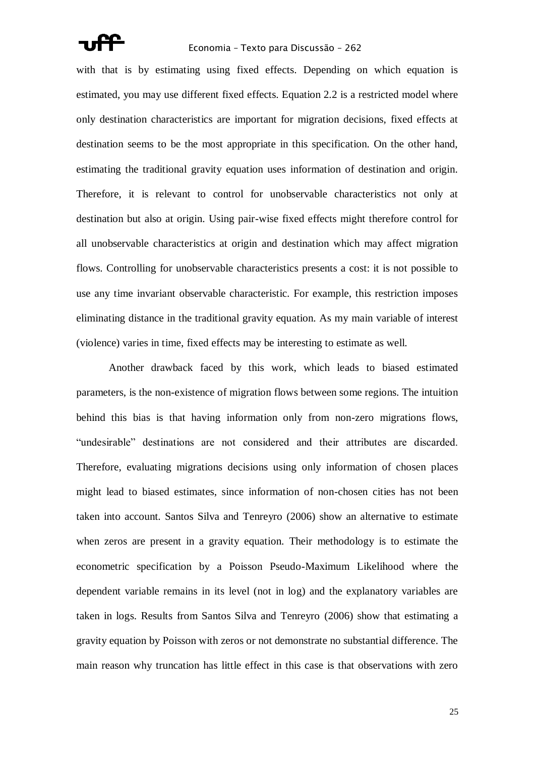with that is by estimating using fixed effects. Depending on which equation is estimated, you may use different fixed effects. Equation 2.2 is a restricted model where only destination characteristics are important for migration decisions, fixed effects at destination seems to be the most appropriate in this specification. On the other hand, estimating the traditional gravity equation uses information of destination and origin. Therefore, it is relevant to control for unobservable characteristics not only at destination but also at origin. Using pair-wise fixed effects might therefore control for all unobservable characteristics at origin and destination which may affect migration flows. Controlling for unobservable characteristics presents a cost: it is not possible to use any time invariant observable characteristic. For example, this restriction imposes eliminating distance in the traditional gravity equation. As my main variable of interest (violence) varies in time, fixed effects may be interesting to estimate as well.

Another drawback faced by this work, which leads to biased estimated parameters, is the non-existence of migration flows between some regions. The intuition behind this bias is that having information only from non-zero migrations flows, "undesirable" destinations are not considered and their attributes are discarded. Therefore, evaluating migrations decisions using only information of chosen places might lead to biased estimates, since information of non-chosen cities has not been taken into account. Santos Silva and Tenreyro (2006) show an alternative to estimate when zeros are present in a gravity equation. Their methodology is to estimate the econometric specification by a Poisson Pseudo-Maximum Likelihood where the dependent variable remains in its level (not in log) and the explanatory variables are taken in logs. Results from Santos Silva and Tenreyro (2006) show that estimating a gravity equation by Poisson with zeros or not demonstrate no substantial difference. The main reason why truncation has little effect in this case is that observations with zero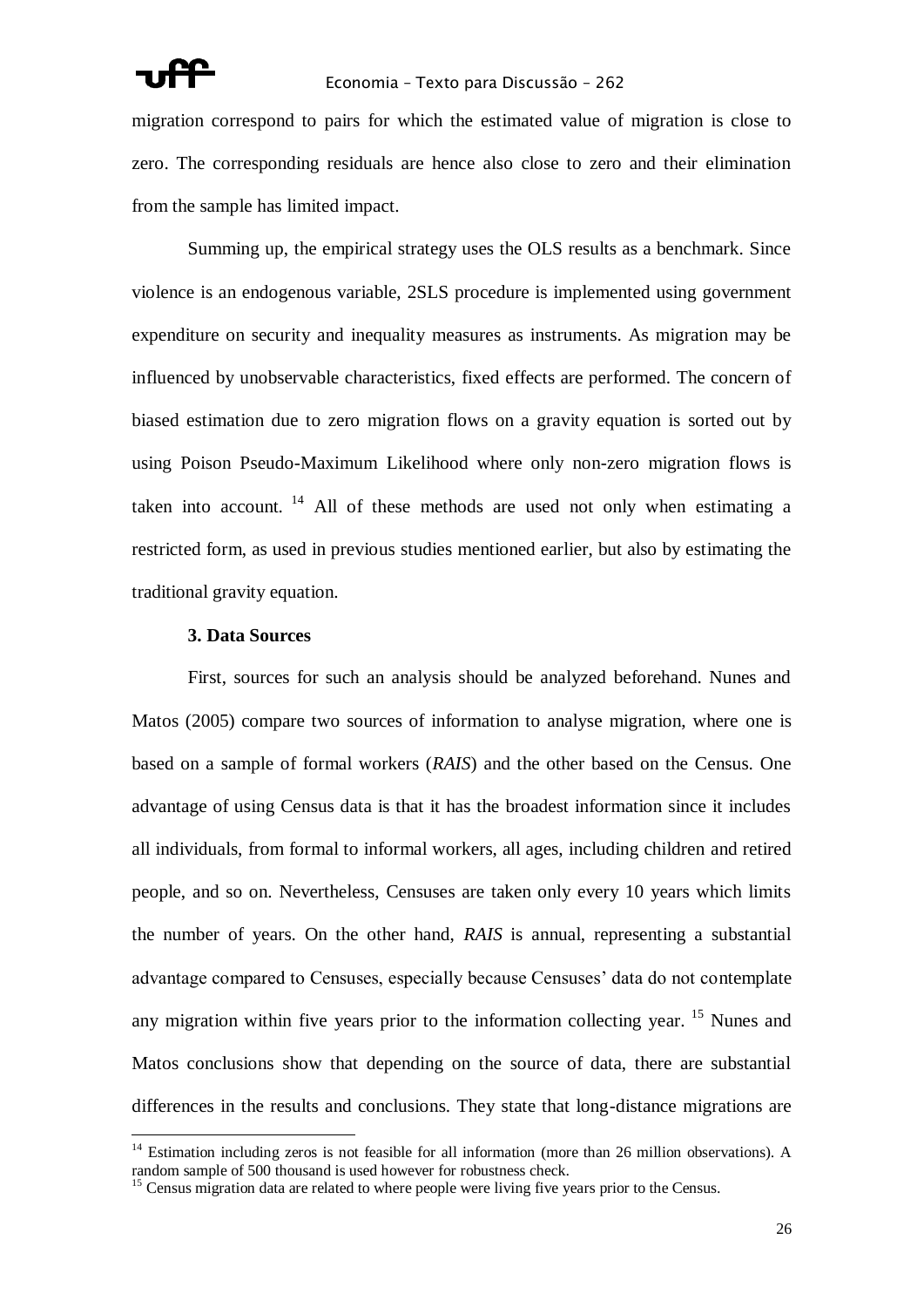migration correspond to pairs for which the estimated value of migration is close to zero. The corresponding residuals are hence also close to zero and their elimination from the sample has limited impact.

Summing up, the empirical strategy uses the OLS results as a benchmark. Since violence is an endogenous variable, 2SLS procedure is implemented using government expenditure on security and inequality measures as instruments. As migration may be influenced by unobservable characteristics, fixed effects are performed. The concern of biased estimation due to zero migration flows on a gravity equation is sorted out by using Poison Pseudo-Maximum Likelihood where only non-zero migration flows is taken into account. [14] All of these methods are used not only when estimating a restricted form, as used in previous studies mentioned earlier, but also by estimating the traditional gravity equation.

### 3. Data Sources

First, sources for such an analysis should be analyzed beforehand. Nunes and Matos (2005) compare two sources of information to analyse migration, where one is based on a sample of formal workers (*RAIS*) and the other based on the Census. One advantage of using Census data is that it has the broadest information since it includes all individuals, from formal to informal workers, all ages, including children and retired people, and so on. Nevertheless, Censuses are taken only every 10 years which limits the number of years. On the other hand, *RAIS* is annual, representing a substantial advantage compared to Censuses, especially because Censuses' data do not contemplate any migration within five years prior to the information collecting year. [15] Nunes and Matos conclusions show that depending on the source of data, there are substantial differences in the results and conclusions. They state that long-distance migrations are

[14] Estimation including zeros is not feasible for all information (more than 26 million observations). A random sample of 500 thousand is used however for robustness check.

[15] Census migration data are related to where people were living five years prior to the Census.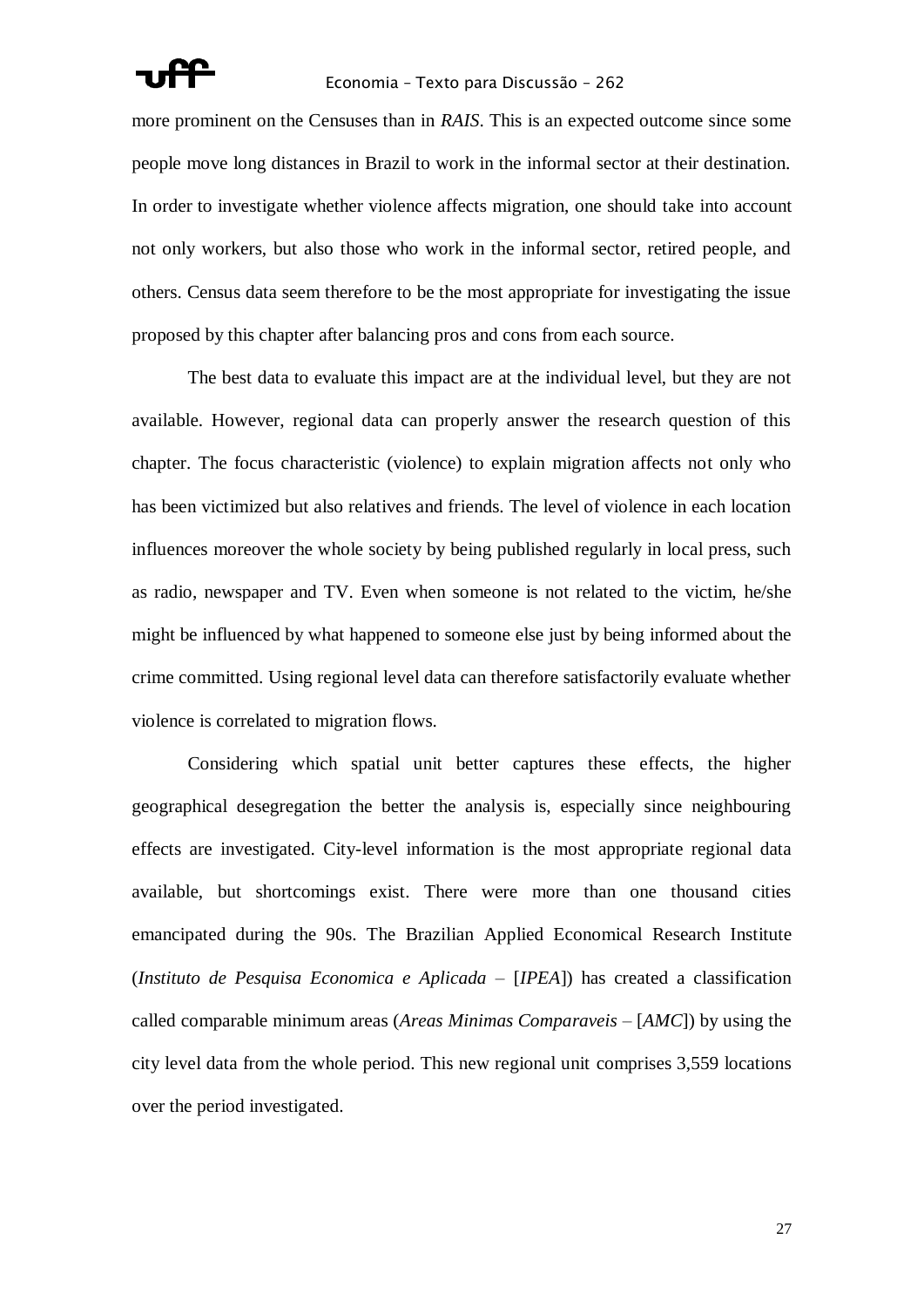more prominent on the Censuses than in *RAIS*. This is an expected outcome since some people move long distances in Brazil to work in the informal sector at their destination. In order to investigate whether violence affects migration, one should take into account not only workers, but also those who work in the informal sector, retired people, and others. Census data seem therefore to be the most appropriate for investigating the issue proposed by this chapter after balancing pros and cons from each source.

The best data to evaluate this impact are at the individual level, but they are not available. However, regional data can properly answer the research question of this chapter. The focus characteristic (violence) to explain migration affects not only who has been victimized but also relatives and friends. The level of violence in each location influences moreover the whole society by being published regularly in local press, such as radio, newspaper and TV. Even when someone is not related to the victim, he/she might be influenced by what happened to someone else just by being informed about the crime committed. Using regional level data can therefore satisfactorily evaluate whether violence is correlated to migration flows.

Considering which spatial unit better captures these effects, the higher geographical desegregation the better the analysis is, especially since neighbouring effects are investigated. City-level information is the most appropriate regional data available, but shortcomings exist. There were more than one thousand cities emancipated during the 90s. The Brazilian Applied Economical Research Institute (*Instituto de Pesquisa Economica e Aplicada* – [*IPEA*]) has created a classification called comparable minimum areas (*Areas Minimas Comparaveis* – [*AMC*]) by using the city level data from the whole period. This new regional unit comprises 3,559 locations over the period investigated.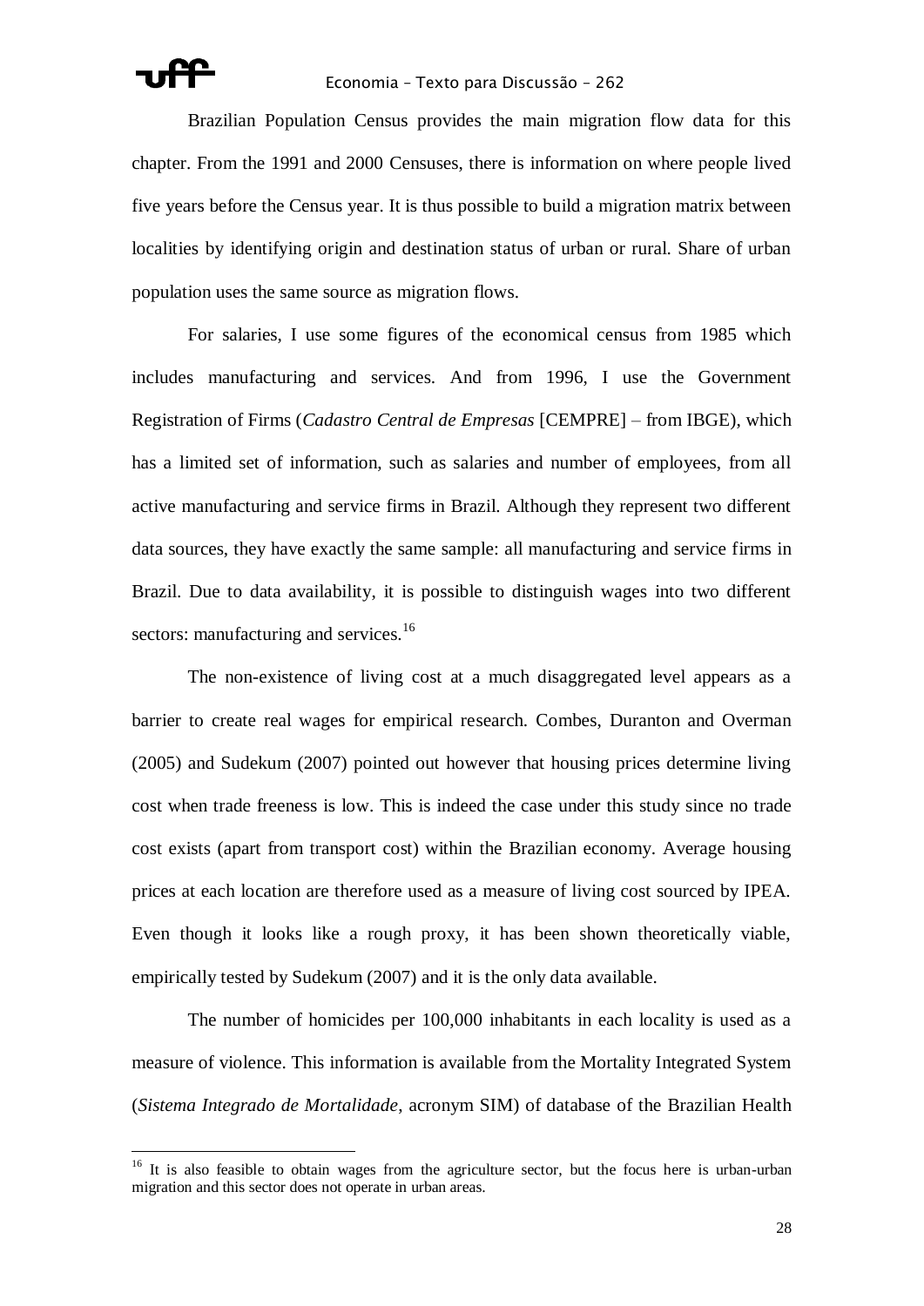Brazilian Population Census provides the main migration flow data for this chapter. From the 1991 and 2000 Censuses, there is information on where people lived five years before the Census year. It is thus possible to build a migration matrix between localities by identifying origin and destination status of urban or rural. Share of urban population uses the same source as migration flows.

For salaries, I use some figures of the economical census from 1985 which includes manufacturing and services. And from 1996, I use the Government Registration of Firms (*Cadastro Central de Empresas* [CEMPRE] – from IBGE), which has a limited set of information, such as salaries and number of employees, from all active manufacturing and service firms in Brazil. Although they represent two different data sources, they have exactly the same sample: all manufacturing and service firms in Brazil. Due to data availability, it is possible to distinguish wages into two different sectors: manufacturing and services.[16]

The non-existence of living cost at a much disaggregated level appears as a barrier to create real wages for empirical research. Combes, Duranton and Overman (2005) and Sudekum (2007) pointed out however that housing prices determine living cost when trade freeness is low. This is indeed the case under this study since no trade cost exists (apart from transport cost) within the Brazilian economy. Average housing prices at each location are therefore used as a measure of living cost sourced by IPEA. Even though it looks like a rough proxy, it has been shown theoretically viable, empirically tested by Sudekum (2007) and it is the only data available.

The number of homicides per 100,000 inhabitants in each locality is used as a measure of violence. This information is available from the Mortality Integrated System (*Sistema Integrado de Mortalidade*, acronym SIM) of database of the Brazilian Health

---

[16] It is also feasible to obtain wages from the agriculture sector, but the focus here is urban-urban migration and this sector does not operate in urban areas.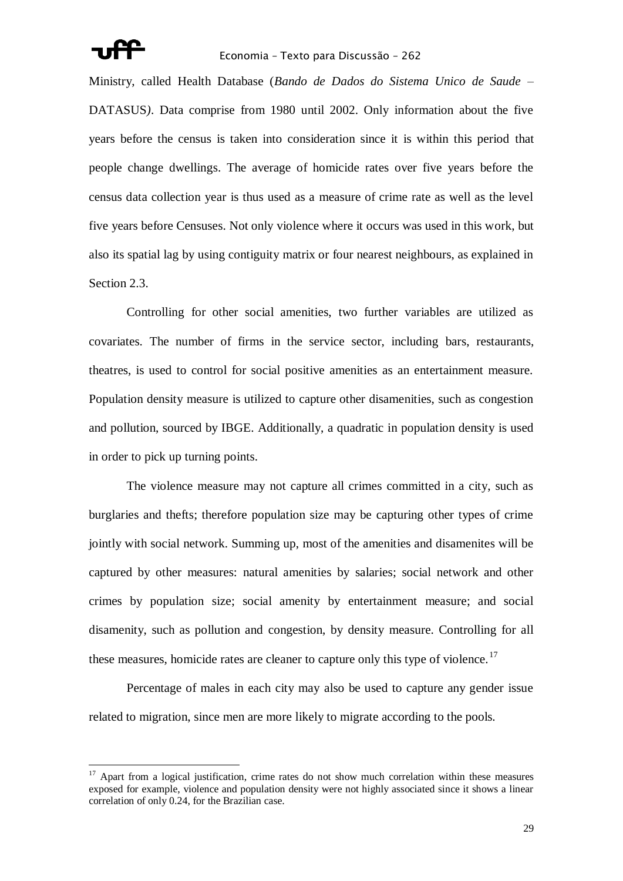Ministry, called Health Database (*Bando de Dados do Sistema Unico de Saude* – DATASUS*)*. Data comprise from 1980 until 2002. Only information about the five years before the census is taken into consideration since it is within this period that people change dwellings. The average of homicide rates over five years before the census data collection year is thus used as a measure of crime rate as well as the level five years before Censuses. Not only violence where it occurs was used in this work, but also its spatial lag by using contiguity matrix or four nearest neighbours, as explained in Section 2.3.

Controlling for other social amenities, two further variables are utilized as covariates. The number of firms in the service sector, including bars, restaurants, theatres, is used to control for social positive amenities as an entertainment measure. Population density measure is utilized to capture other disamenities, such as congestion and pollution, sourced by IBGE. Additionally, a quadratic in population density is used in order to pick up turning points.

The violence measure may not capture all crimes committed in a city, such as burglaries and thefts; therefore population size may be capturing other types of crime jointly with social network. Summing up, most of the amenities and disamenites will be captured by other measures: natural amenities by salaries; social network and other crimes by population size; social amenity by entertainment measure; and social disamenity, such as pollution and congestion, by density measure. Controlling for all these measures, homicide rates are cleaner to capture only this type of violence.[17]

Percentage of males in each city may also be used to capture any gender issue related to migration, since men are more likely to migrate according to the pools.

---

[17] Apart from a logical justification, crime rates do not show much correlation within these measures exposed for example, violence and population density were not highly associated since it shows a linear correlation of only 0.24, for the Brazilian case.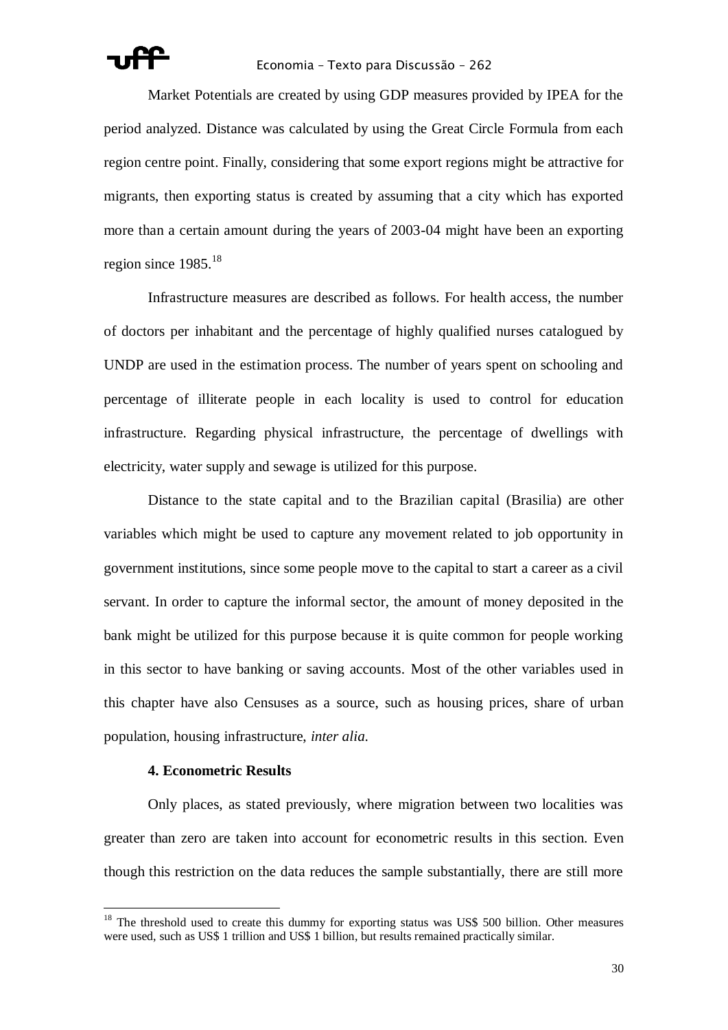Market Potentials are created by using GDP measures provided by IPEA for the period analyzed. Distance was calculated by using the Great Circle Formula from each region centre point. Finally, considering that some export regions might be attractive for migrants, then exporting status is created by assuming that a city which has exported more than a certain amount during the years of 2003-04 might have been an exporting region since 1985.[18]

Infrastructure measures are described as follows. For health access, the number of doctors per inhabitant and the percentage of highly qualified nurses catalogued by UNDP are used in the estimation process. The number of years spent on schooling and percentage of illiterate people in each locality is used to control for education infrastructure. Regarding physical infrastructure, the percentage of dwellings with electricity, water supply and sewage is utilized for this purpose.

Distance to the state capital and to the Brazilian capital (Brasilia) are other variables which might be used to capture any movement related to job opportunity in government institutions, since some people move to the capital to start a career as a civil servant. In order to capture the informal sector, the amount of money deposited in the bank might be utilized for this purpose because it is quite common for people working in this sector to have banking or saving accounts. Most of the other variables used in this chapter have also Censuses as a source, such as housing prices, share of urban population, housing infrastructure, *inter alia.*

### 4. Econometric Results

Only places, as stated previously, where migration between two localities was greater than zero are taken into account for econometric results in this section. Even though this restriction on the data reduces the sample substantially, there are still more

---

[18] The threshold used to create this dummy for exporting status was US$ 500 billion. Other measures were used, such as US$ 1 trillion and US$ 1 billion, but results remained practically similar.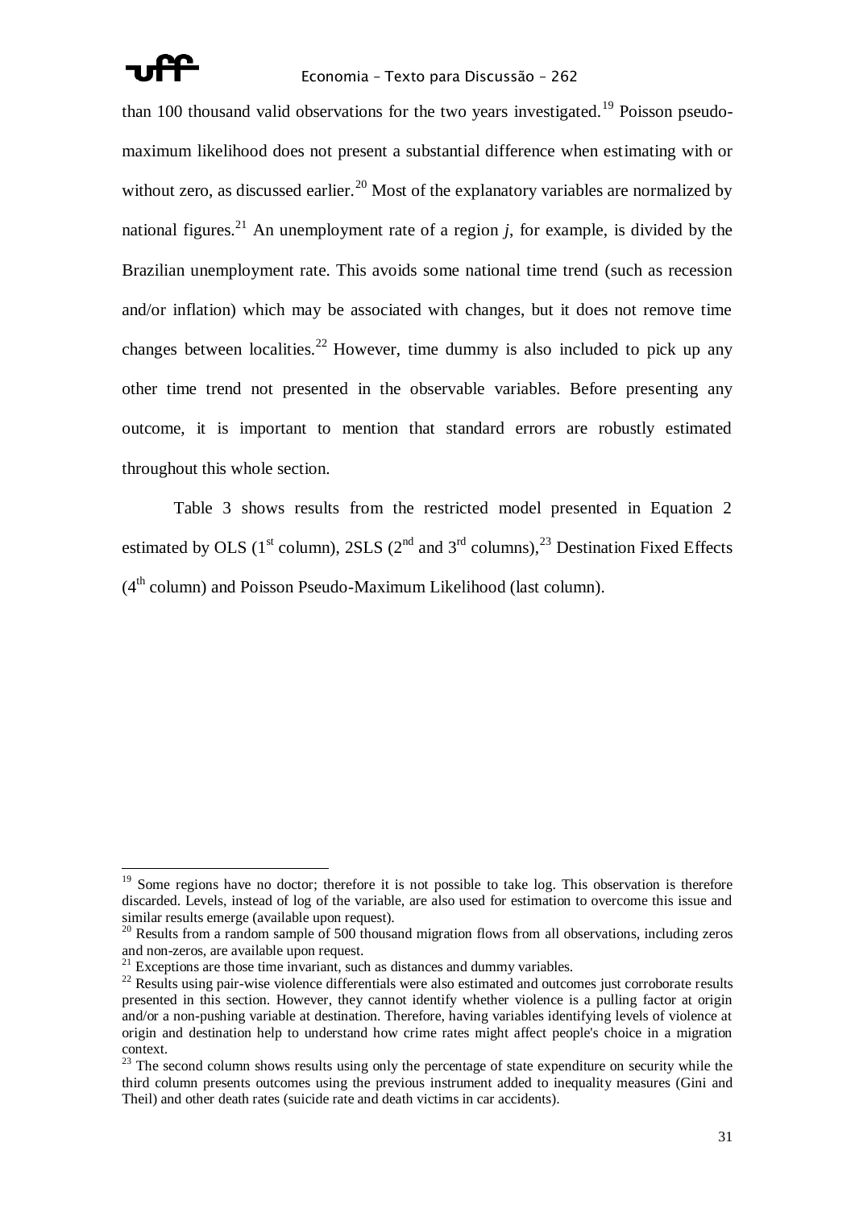than 100 thousand valid observations for the two years investigated.[19] Poisson pseudo-maximum likelihood does not present a substantial difference when estimating with or without zero, as discussed earlier.[20] Most of the explanatory variables are normalized by national figures.[21] An unemployment rate of a region *j*, for example, is divided by the Brazilian unemployment rate. This avoids some national time trend (such as recession and/or inflation) which may be associated with changes, but it does not remove time changes between localities.[22] However, time dummy is also included to pick up any other time trend not presented in the observable variables. Before presenting any outcome, it is important to mention that standard errors are robustly estimated throughout this whole section.

Table 3 shows results from the restricted model presented in Equation 2 estimated by OLS (1st column), 2SLS (2nd and 3rd columns),[23] Destination Fixed Effects (4th column) and Poisson Pseudo-Maximum Likelihood (last column).

---

[19] Some regions have no doctor; therefore it is not possible to take log. This observation is therefore discarded. Levels, instead of log of the variable, are also used for estimation to overcome this issue and similar results emerge (available upon request).

[20] Results from a random sample of 500 thousand migration flows from all observations, including zeros and non-zeros, are available upon request.

[21] Exceptions are those time invariant, such as distances and dummy variables.

[22] Results using pair-wise violence differentials were also estimated and outcomes just corroborate results presented in this section. However, they cannot identify whether violence is a pulling factor at origin and/or a non-pushing variable at destination. Therefore, having variables identifying levels of violence at origin and destination help to understand how crime rates might affect people's choice in a migration context.

[23] The second column shows results using only the percentage of state expenditure on security while the third column presents outcomes using the previous instrument added to inequality measures (Gini and Theil) and other death rates (suicide rate and death victims in car accidents).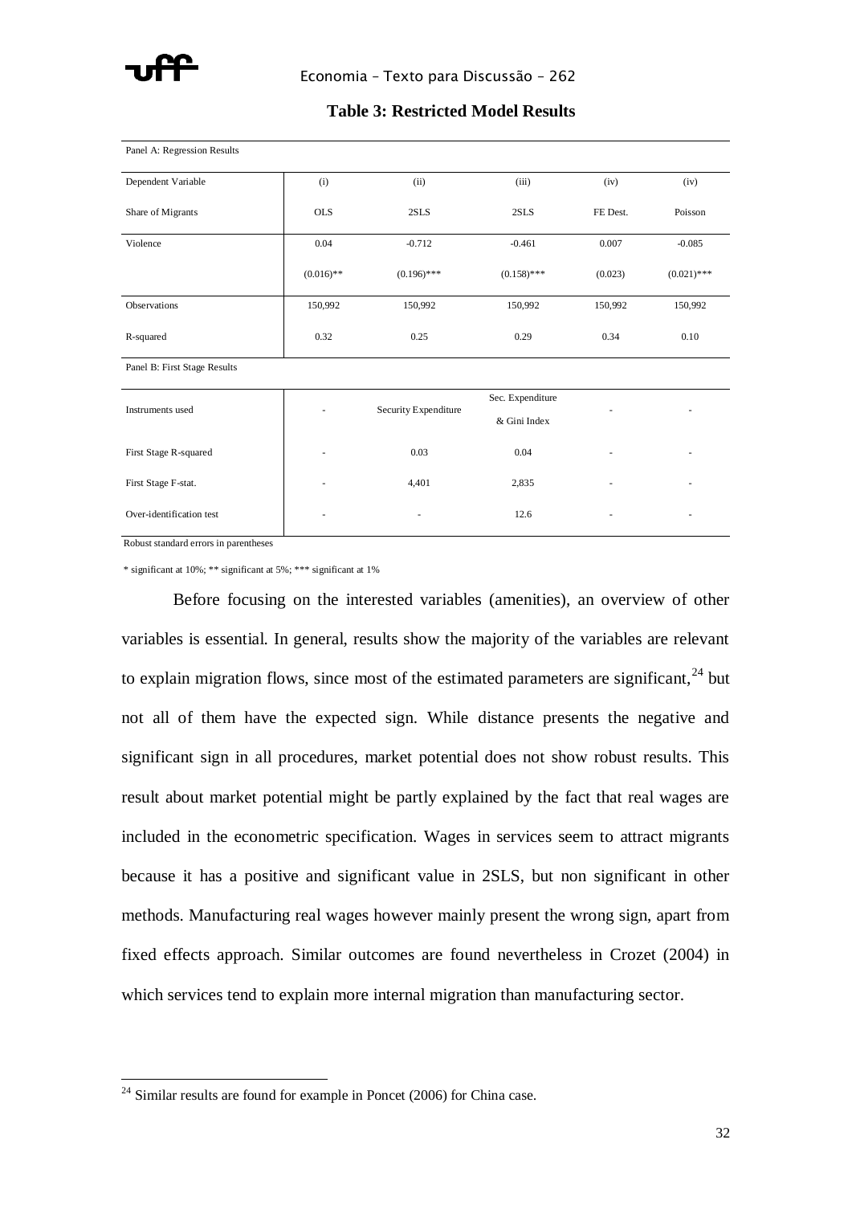**Table 3: Restricted Model Results**

| Panel A: Regression Results | | | | | |
|---|---|---|---|---|---|
| Dependent Variable | (i) | (ii) | (iii) | (iv) | (iv) |
| Share of Migrants | OLS | 2SLS | 2SLS | FE Dest. | Poisson |
| Violence | 0.04 | -0.712 | -0.461 | 0.007 | -0.085 |
| | (0.016)** | (0.196)*** | (0.158)*** | (0.023) | (0.021)*** |
| Observations | 150,992 | 150,992 | 150,992 | 150,992 | 150,992 |
| R-squared | 0.32 | 0.25 | 0.29 | 0.34 | 0.10 |
| **Panel B: First Stage Results** | | | | | |
| Instruments used | - | Security Expenditure | Sec. Expenditure & Gini Index | - | - |
| First Stage R-squared | - | 0.03 | 0.04 | - | - |
| First Stage F-stat. | - | 4,401 | 2,835 | - | - |
| Over-identification test | - | - | 12.6 | - | - |

Robust standard errors in parentheses

* significant at 10%; ** significant at 5%; *** significant at 1%

Before focusing on the interested variables (amenities), an overview of other variables is essential. In general, results show the majority of the variables are relevant to explain migration flows, since most of the estimated parameters are significant,[24] but not all of them have the expected sign. While distance presents the negative and significant sign in all procedures, market potential does not show robust results. This result about market potential might be partly explained by the fact that real wages are included in the econometric specification. Wages in services seem to attract migrants because it has a positive and significant value in 2SLS, but non significant in other methods. Manufacturing real wages however mainly present the wrong sign, apart from fixed effects approach. Similar outcomes are found nevertheless in Crozet (2004) in which services tend to explain more internal migration than manufacturing sector.

[24] Similar results are found for example in Poncet (2006) for China case.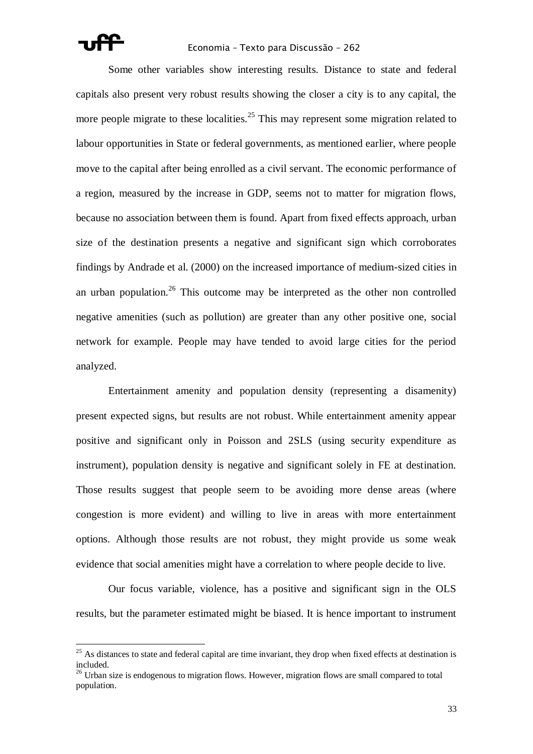Some other variables show interesting results. Distance to state and federal capitals also present very robust results showing the closer a city is to any capital, the more people migrate to these localities.[25] This may represent some migration related to labour opportunities in State or federal governments, as mentioned earlier, where people move to the capital after being enrolled as a civil servant. The economic performance of a region, measured by the increase in GDP, seems not to matter for migration flows, because no association between them is found. Apart from fixed effects approach, urban size of the destination presents a negative and significant sign which corroborates findings by Andrade et al. (2000) on the increased importance of medium-sized cities in an urban population.[26] This outcome may be interpreted as the other non controlled negative amenities (such as pollution) are greater than any other positive one, social network for example. People may have tended to avoid large cities for the period analyzed.

Entertainment amenity and population density (representing a disamenity) present expected signs, but results are not robust. While entertainment amenity appear positive and significant only in Poisson and 2SLS (using security expenditure as instrument), population density is negative and significant solely in FE at destination. Those results suggest that people seem to be avoiding more dense areas (where congestion is more evident) and willing to live in areas with more entertainment options. Although those results are not robust, they might provide us some weak evidence that social amenities might have a correlation to where people decide to live.

Our focus variable, violence, has a positive and significant sign in the OLS results, but the parameter estimated might be biased. It is hence important to instrument

---

[25] As distances to state and federal capital are time invariant, they drop when fixed effects at destination is included.

[26] Urban size is endogenous to migration flows. However, migration flows are small compared to total population.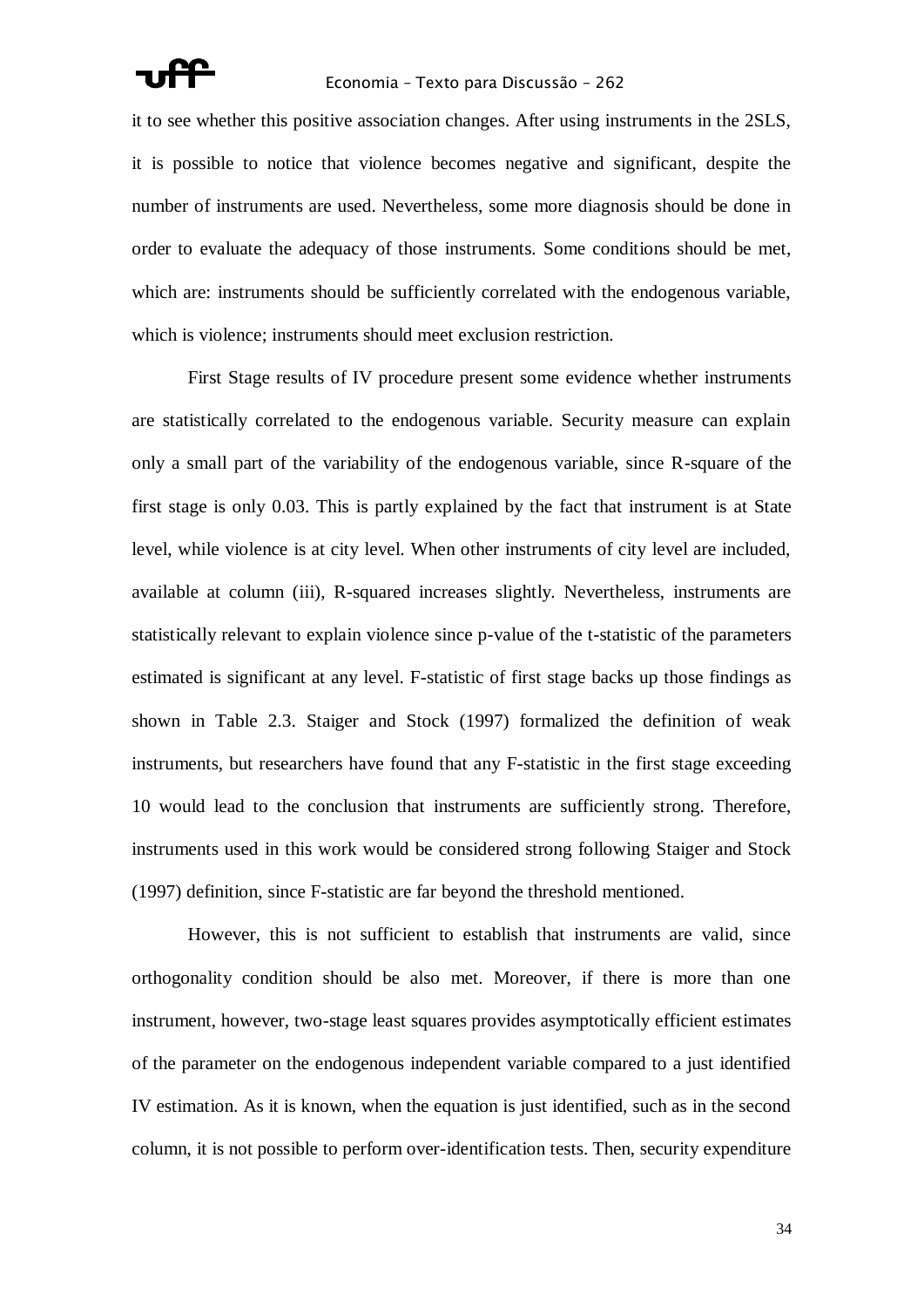it to see whether this positive association changes. After using instruments in the 2SLS, it is possible to notice that violence becomes negative and significant, despite the number of instruments are used. Nevertheless, some more diagnosis should be done in order to evaluate the adequacy of those instruments. Some conditions should be met, which are: instruments should be sufficiently correlated with the endogenous variable, which is violence; instruments should meet exclusion restriction.

First Stage results of IV procedure present some evidence whether instruments are statistically correlated to the endogenous variable. Security measure can explain only a small part of the variability of the endogenous variable, since R-square of the first stage is only 0.03. This is partly explained by the fact that instrument is at State level, while violence is at city level. When other instruments of city level are included, available at column (iii), R-squared increases slightly. Nevertheless, instruments are statistically relevant to explain violence since p-value of the t-statistic of the parameters estimated is significant at any level. F-statistic of first stage backs up those findings as shown in Table 2.3. Staiger and Stock (1997) formalized the definition of weak instruments, but researchers have found that any F-statistic in the first stage exceeding 10 would lead to the conclusion that instruments are sufficiently strong. Therefore, instruments used in this work would be considered strong following Staiger and Stock (1997) definition, since F-statistic are far beyond the threshold mentioned.

However, this is not sufficient to establish that instruments are valid, since orthogonality condition should be also met. Moreover, if there is more than one instrument, however, two-stage least squares provides asymptotically efficient estimates of the parameter on the endogenous independent variable compared to a just identified IV estimation. As it is known, when the equation is just identified, such as in the second column, it is not possible to perform over-identification tests. Then, security expenditure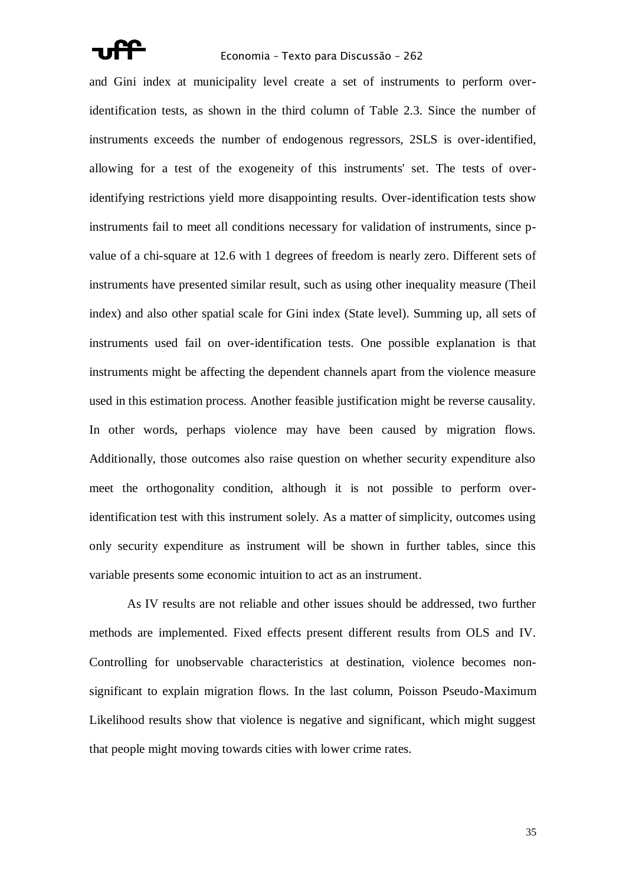and Gini index at municipality level create a set of instruments to perform over-identification tests, as shown in the third column of Table 2.3. Since the number of instruments exceeds the number of endogenous regressors, 2SLS is over-identified, allowing for a test of the exogeneity of this instruments' set. The tests of over-identifying restrictions yield more disappointing results. Over-identification tests show instruments fail to meet all conditions necessary for validation of instruments, since p-value of a chi-square at 12.6 with 1 degrees of freedom is nearly zero. Different sets of instruments have presented similar result, such as using other inequality measure (Theil index) and also other spatial scale for Gini index (State level). Summing up, all sets of instruments used fail on over-identification tests. One possible explanation is that instruments might be affecting the dependent channels apart from the violence measure used in this estimation process. Another feasible justification might reverse causality. In other words, perhaps violence may have been caused by migration flows. Additionally, those outcomes also raise question on whether security expenditure also meet the orthogonality condition, although it is not possible to perform over-identification test with this instrument solely. As a matter of simplicity, outcomes using only security expenditure as instrument will be shown in further tables, since this variable presents some economic intuition to act as an instrument.

As IV results are not reliable and other issues should be addressed, two further methods are implemented. Fixed effects present different results from OLS and IV. Controlling for unobservable characteristics at destination, violence becomes non-significant to explain migration flows. In the last column, Poisson Pseudo-Maximum Likelihood results show that violence is negative and significant, which might suggest that people might moving towards cities with lower crime rates.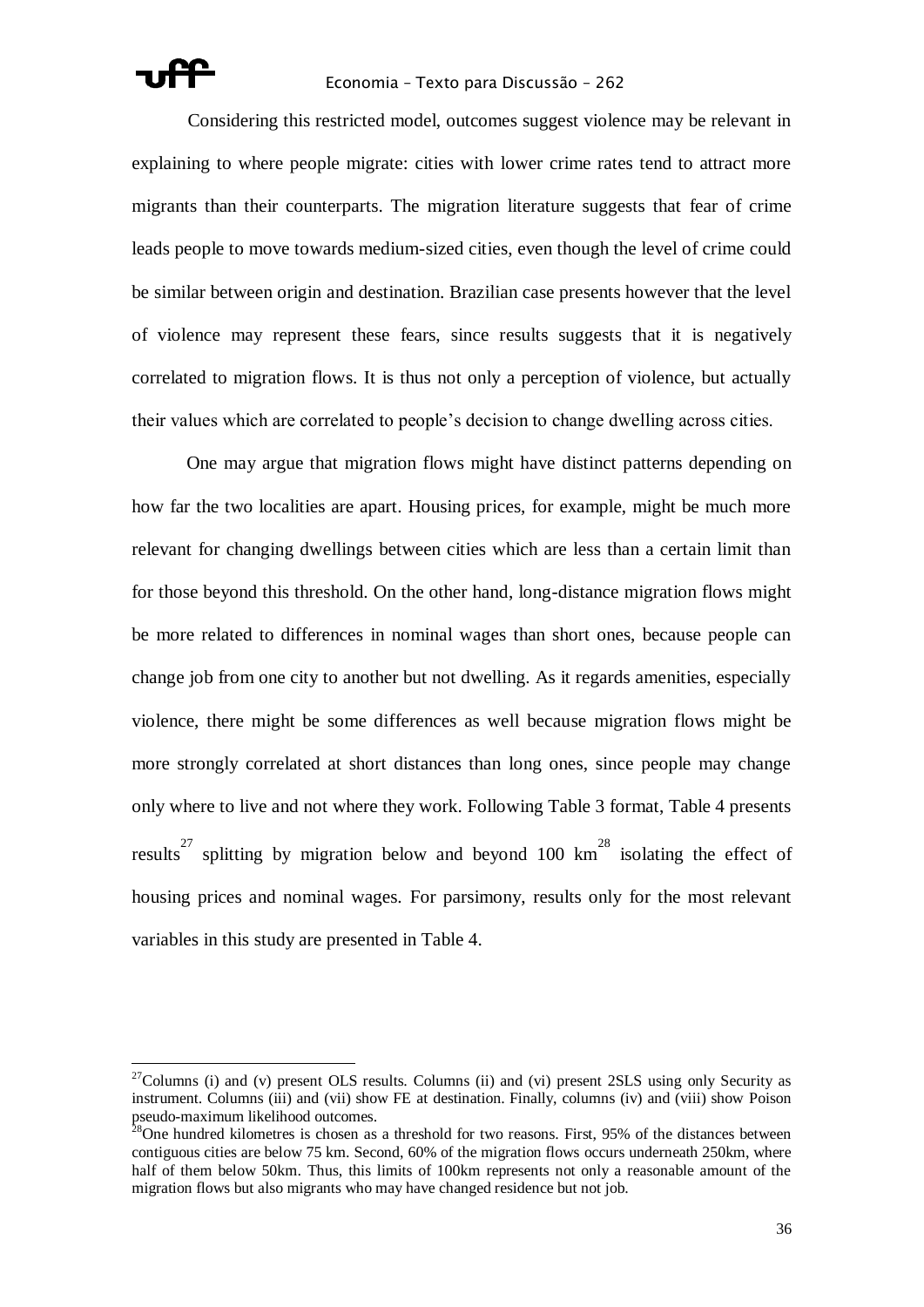Considering this restricted model, outcomes suggest violence may be relevant in explaining to where people migrate: cities with lower crime rates tend to attract more migrants than their counterparts. The migration literature suggests that fear of crime leads people to move towards medium-sized cities, even though the level of crime could be similar between origin and destination. Brazilian case presents however that the level of violence may represent these fears, since results suggests that it is negatively correlated to migration flows. It is thus not only a perception of violence, but actually their values which are correlated to people's decision to change dwelling across cities.

One may argue that migration flows might have distinct patterns depending on how far the two localities are apart. Housing prices, for example, might be much more relevant for changing dwellings between cities which are less than a certain limit than for those beyond this threshold. On the other hand, long-distance migration flows might be more related to differences in nominal wages than short ones, because people can change job from one city to another but not dwelling. As it regards amenities, especially violence, there might be some differences as well because migration flows might be more strongly correlated at short distances than long ones, since people may change only where to live and not where they work. Following Table 3 format, Table 4 presents results[27] splitting by migration below and beyond 100 km[28] isolating the effect of housing prices and nominal wages. For parsimony, results only for the most relevant variables in this study are presented in Table 4.

---

[27] Columns (i) and (v) present OLS results. Columns (ii) and (vi) present 2SLS using only Security as instrument. Columns (iii) and (vii) show FE at destination. Finally, columns (iv) and (viii) show Poison pseudo-maximum likelihood outcomes.

[28] One hundred kilometres is chosen as a threshold for two reasons. First, 95% of the distances between contiguous cities are below 75 km. Second, 60% of the migration flows occurs underneath 250km, where half of them below 50km. Thus, this limits of 100km represents not only a reasonable amount of the migration flows but also migrants who may have changed residence but not job.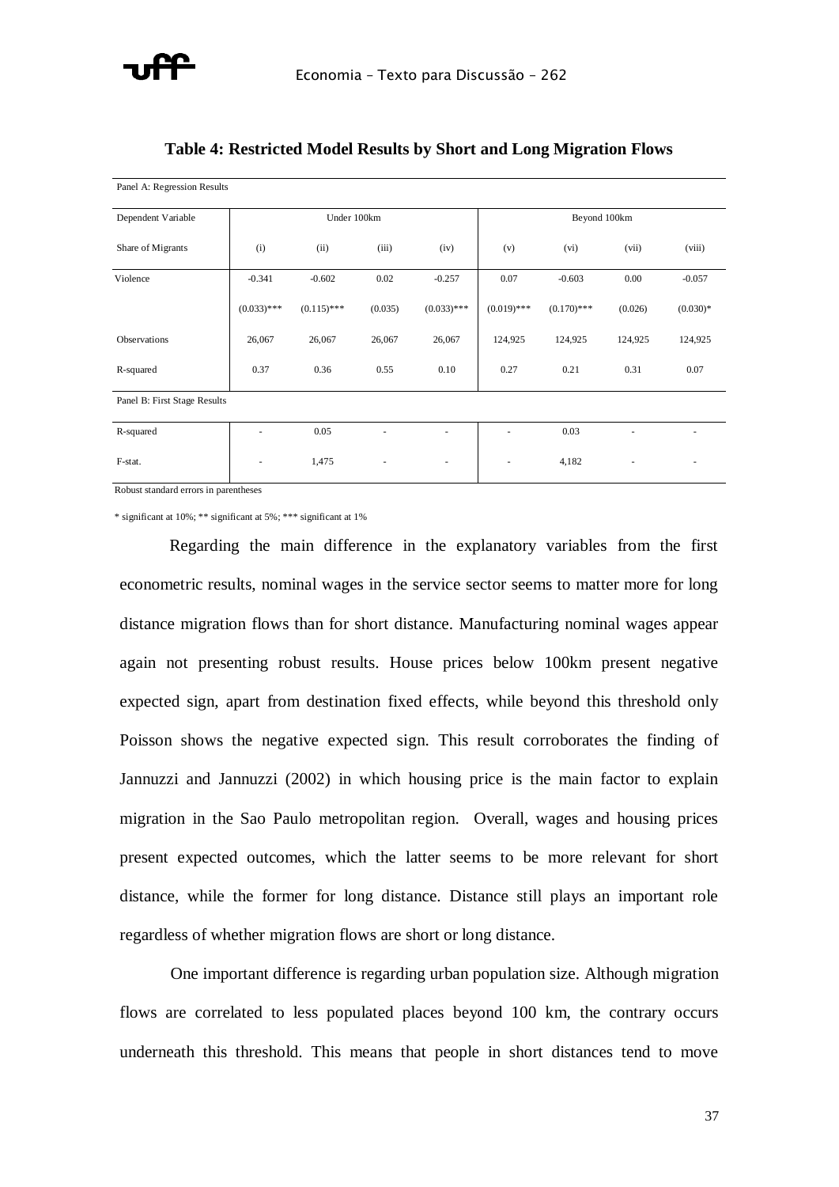**Table 4: Restricted Model Results by Short and Long Migration Flows**

| Panel A: Regression Results | | | | | | | | |
|---|---|---|---|---|---|---|---|---|
| Dependent Variable | Under 100km | | | | Beyond 100km | | | |
| Share of Migrants | (i) | (ii) | (iii) | (iv) | (v) | (vi) | (vii) | (viii) |
| Violence | -0.341 | -0.602 | 0.02 | -0.257 | 0.07 | -0.603 | 0.00 | -0.057 |
| | (0.033)*** | (0.115)*** | (0.035) | (0.033)*** | (0.019)*** | (0.170)*** | (0.026) | (0.030)* |
| Observations | 26,067 | 26,067 | 26,067 | 26,067 | 124,925 | 124,925 | 124,925 | 124,925 |
| R-squared | 0.37 | 0.36 | 0.55 | 0.10 | 0.27 | 0.21 | 0.31 | 0.07 |
| Panel B: First Stage Results | | | | | | | | |
| R-squared | - | 0.05 | - | - | - | 0.03 | - | - |
| F-stat. | - | 1,475 | - | - | - | 4,182 | - | - |

Robust standard errors in parentheses

* significant at 10%; ** significant at 5%; *** significant at 1%

Regarding the main difference in the explanatory variables from the first econometric results, nominal wages in the service sector seems to matter more for long distance migration flows than for short distance. Manufacturing nominal wages appear again not presenting robust results. House prices below 100km present negative expected sign, apart from destination fixed effects, while beyond this threshold only Poisson shows the negative expected sign. This result corroborates the finding of Jannuzzi and Jannuzzi (2002) in which housing price is the main factor to explain migration in the Sao Paulo metropolitan region. Overall, wages and housing prices present expected outcomes, which the latter seems to be more relevant for short distance, while the former for long distance. Distance still plays an important role regardless of whether migration flows are short or long distance.

One important difference is regarding urban population size. Although migration flows are correlated to less populated places beyond 100 km, the contrary occurs underneath this threshold. This means that people in short distances tend to move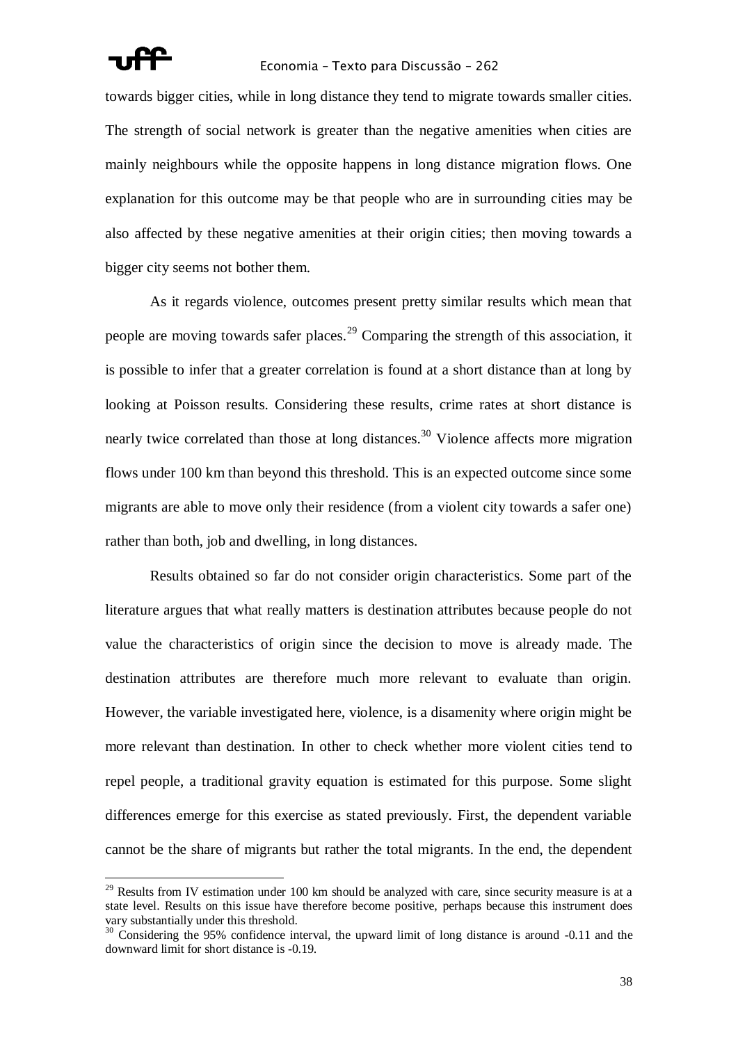towards bigger cities, while in long distance they tend to migrate towards smaller cities. The strength of social network is greater than the negative amenities when cities are mainly neighbours while the opposite happens in long distance migration flows. One explanation for this outcome may be that people who are in surrounding cities may be also affected by these negative amenities at their origin cities; then moving towards a bigger city seems not bother them.

As it regards violence, outcomes present pretty similar results which mean that people are moving towards safer places.[29] Comparing the strength of this association, it is possible to infer that a greater correlation is found at a short distance than at long by looking at Poisson results. Considering these results, crime rates at short distance is nearly twice correlated than those at long distances.[30] Violence affects more migration flows under 100 km than beyond this threshold. This is an expected outcome since some migrants are able to move only their residence (from a violent city towards a safer one) rather than both, job and dwelling, in long distances.

Results obtained so far do not consider origin characteristics. Some part of the literature argues that what really matters is destination attributes because people do not value the characteristics of origin since the decision to move is already made. The destination attributes are therefore much more relevant to evaluate than origin. However, the variable investigated here, violence, is a disamenity where origin might be more relevant than destination. In other to check whether more violent cities tend to repel people, a traditional gravity equation is estimated for this purpose. Some slight differences emerge for this exercise as stated previously. First, the dependent variable cannot be the share of migrants but rather the total migrants. In the end, the dependent

[29] Results from IV estimation under 100 km should be analyzed with care, since security measure is at a state level. Results on this issue have therefore become positive, perhaps because this instrument does vary substantially under this threshold.

[30] Considering the 95% confidence interval, the upward limit of long distance is around -0.11 and the downward limit for short distance is -0.19.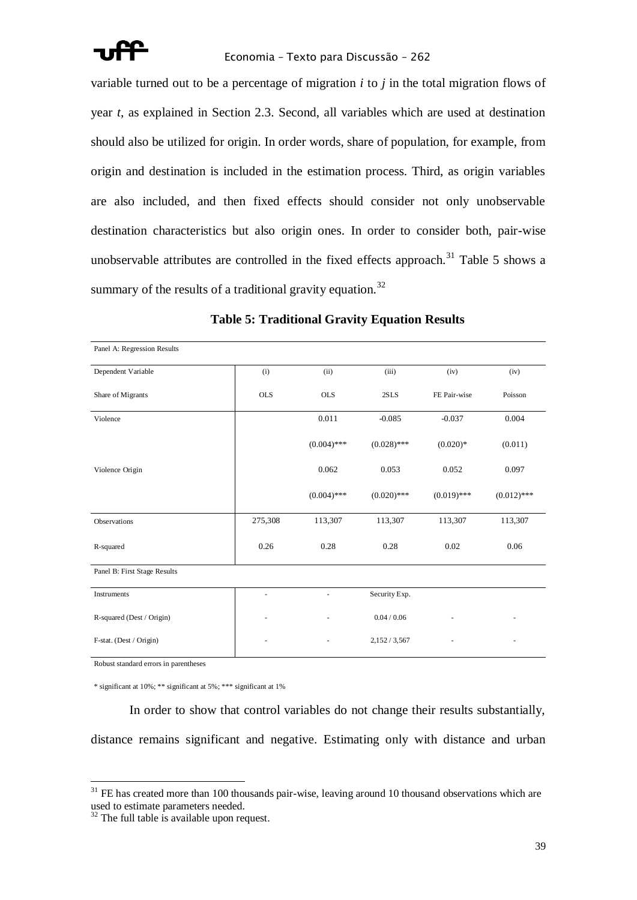variable turned out to be a percentage of migration *i* to *j* in the total migration flows of year *t*, as explained in Section 2.3. Second, all variables which are used at destination should also be utilized for origin. In order words, share of population, for example, from origin and destination is included in the estimation process. Third, as origin variables are also included, and then fixed effects should consider not only unobservable destination characteristics but also origin ones. In order to consider both, pair-wise unobservable attributes are controlled in the fixed effects approach.[31] Table 5 shows a summary of the results of a traditional gravity equation.[32]

**Table 5: Traditional Gravity Equation Results**

| Panel A: Regression Results | | | | | |
|---|---|---|---|---|---|
| Dependent Variable | (i) | (ii) | (iii) | (iv) | (iv) |
| Share of Migrants | OLS | OLS | 2SLS | FE Pair-wise | Poisson |
| Violence | | 0.011 | -0.085 | -0.037 | 0.004 |
| | | (0.004)*** | (0.028)*** | (0.020)* | (0.011) |
| Violence Origin | | 0.062 | 0.053 | 0.052 | 0.097 |
| | | (0.004)*** | (0.020)*** | (0.019)*** | (0.012)*** |
| Observations | 275,308 | 113,307 | 113,307 | 113,307 | 113,307 |
| R-squared | 0.26 | 0.28 | 0.28 | 0.02 | 0.06 |
| Panel B: First Stage Results | | | | | |
| Instruments | - | - | Security Exp. | | |
| R-squared (Dest / Origin) | - | - | 0.04 / 0.06 | - | - |
| F-stat. (Dest / Origin) | - | - | 2,152 / 3,567 | - | - |

Robust standard errors in parentheses

* significant at 10%; ** significant at 5%; *** significant at 1%

In order to show that control variables do not change their results substantially, distance remains significant and negative. Estimating only with distance and urban

[31] FE has created more than 100 thousands pair-wise, leaving around 10 thousand observations which are used to estimate parameters needed.

[32] The full table is available upon request.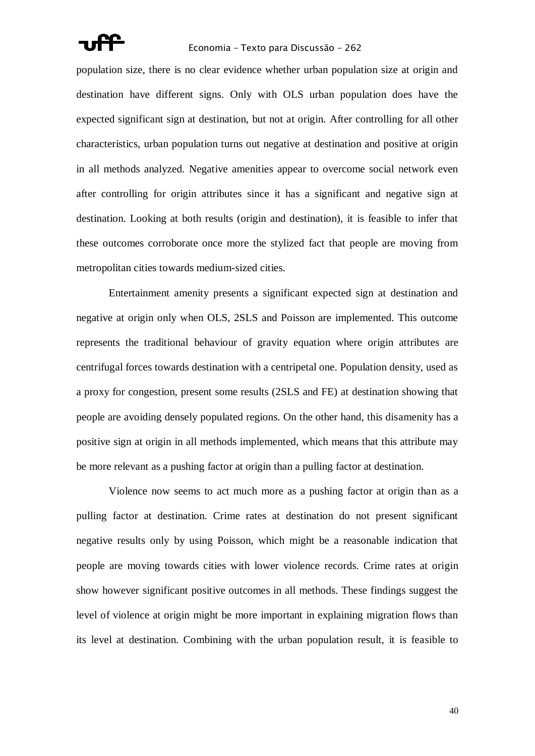population size, there is no clear evidence whether urban population size at origin and destination have different signs. Only with OLS urban population does have the expected significant sign at destination, but not at origin. After controlling for all other characteristics, urban population turns out negative at destination and positive at origin in all methods analyzed. Negative amenities appear to overcome social network even after controlling for origin attributes since it has a significant and negative sign at destination. Looking at both results (origin and destination), it is feasible to infer that these outcomes corroborate once more the stylized fact that people are moving from metropolitan cities towards medium-sized cities.

Entertainment amenity presents a significant expected sign at destination and negative at origin only when OLS, 2SLS and Poisson are implemented. This outcome represents the traditional behaviour of gravity equation where origin attributes are centrifugal forces towards destination with a centripetal one. Population density, used as a proxy for congestion, present some results (2SLS and FE) at destination showing that people are avoiding densely populated regions. On the other hand, this disamenity has a positive sign at origin in all methods implemented, which means that this attribute may be more relevant as a pushing factor at origin than a pulling factor at destination.

Violence now seems to act much more as a pushing factor at origin than as a pulling factor at destination. Crime rates at destination do not present significant negative results only by using Poisson, which might be a reasonable indication that people are moving towards cities with lower violence records. Crime rates at origin show however significant positive outcomes in all methods. These findings suggest the level of violence at origin might be more important in explaining migration flows than its level at destination. Combining with the urban population result, it is feasible to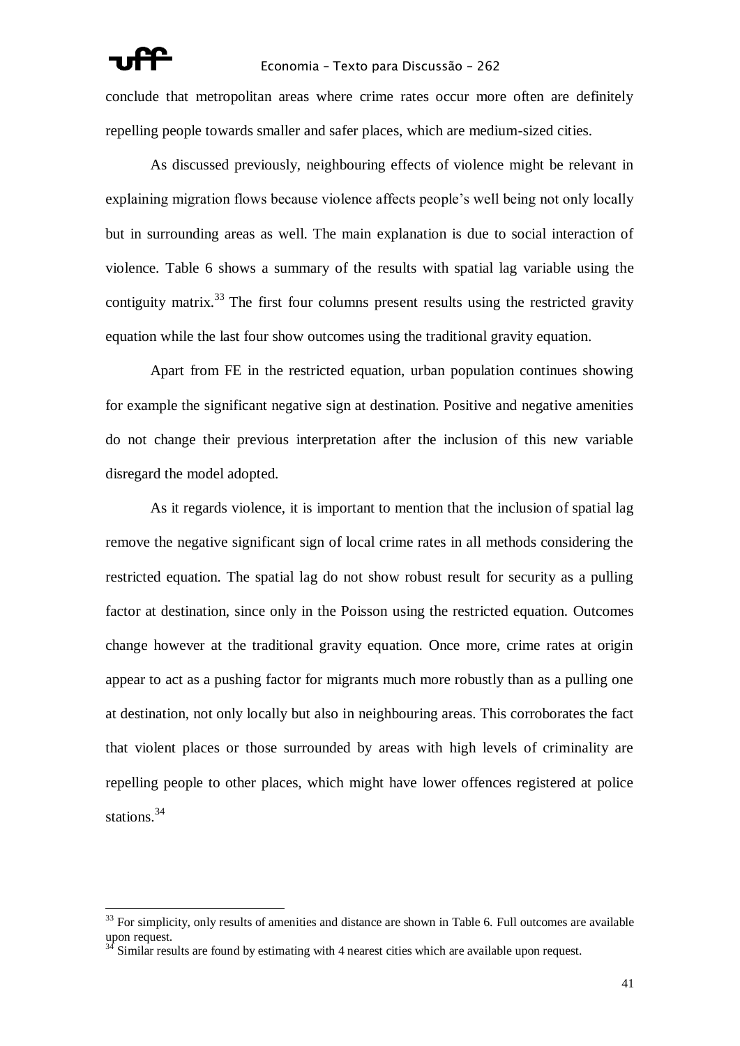conclude that metropolitan areas where crime rates occur more often are definitely repelling people towards smaller and safer places, which are medium-sized cities.

As discussed previously, neighbouring effects of violence might be relevant in explaining migration flows because violence affects people's well being not only locally but in surrounding areas as well. The main explanation is due to social interaction of violence. Table 6 shows a summary of the results with spatial lag variable using the contiguity matrix.[33] The first four columns present results using the restricted gravity equation while the last four show outcomes using the traditional gravity equation.

Apart from FE in the restricted equation, urban population continues showing for example the significant negative sign at destination. Positive and negative amenities do not change their previous interpretation after the inclusion of this new variable disregard the model adopted.

As it regards violence, it is important to mention that the inclusion of spatial lag remove the negative significant sign of local crime rates in all methods considering the restricted equation. The spatial lag do not show robust result for security as a pulling factor at destination, since only in the Poisson using the restricted equation. Outcomes change however at the traditional gravity equation. Once more, crime rates at origin appear to act as a pushing factor for migrants much more robustly than as a pulling one at destination, not only locally but also in neighbouring areas. This corroborates the fact that violent places or those surrounded by areas with high levels of criminality are repelling people to other places, which might have lower offences registered at police stations.[34]

---

[33] For simplicity, only results of amenities and distance are shown in Table 6. Full outcomes are available upon request.

[34] Similar results are found by estimating with 4 nearest cities which are available upon request.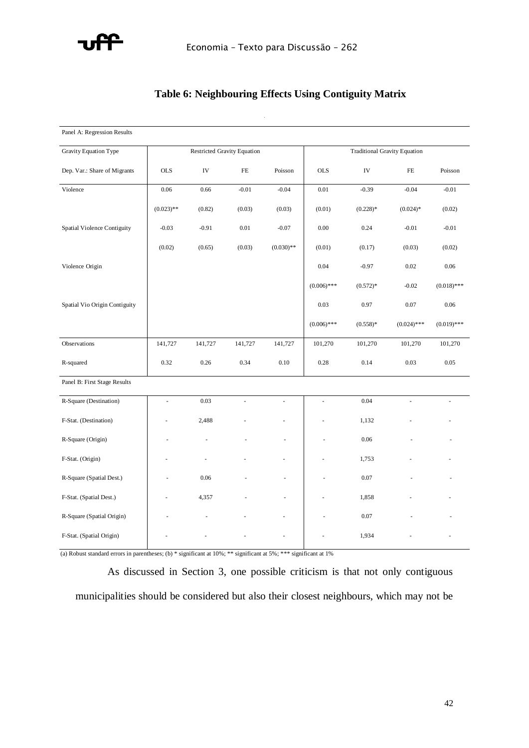## Table 6: Neighbouring Effects Using Contiguity Matrix

| Panel A: Regression Results | | | | | | | | |
|---|---|---|---|---|---|---|---|---|
| Gravity Equation Type | Restricted Gravity Equation | | | | Traditional Gravity Equation | | | |
| Dep. Var.: Share of Migrants | OLS | IV | FE | Poisson | OLS | IV | FE | Poisson |
| Violence | 0.06 | 0.66 | -0.01 | -0.04 | 0.01 | -0.39 | -0.04 | -0.01 |
| | (0.023)** | (0.82) | (0.03) | (0.03) | (0.01) | (0.228)* | (0.024)* | (0.02) |
| Spatial Violence Contiguity | -0.03 | -0.91 | 0.01 | -0.07 | 0.00 | 0.24 | -0.01 | -0.01 |
| | (0.02) | (0.65) | (0.03) | (0.030)** | (0.01) | (0.17) | (0.03) | (0.02) |
| Violence Origin | | | | | 0.04 | -0.97 | 0.02 | 0.06 |
| | | | | | (0.006)*** | (0.572)* | -0.02 | (0.018)*** |
| Spatial Vio Origin Contiguity | | | | | 0.03 | 0.97 | 0.07 | 0.06 |
| | | | | | (0.006)*** | (0.558)* | (0.024)*** | (0.019)*** |
| Observations | 141,727 | 141,727 | 141,727 | 141,727 | 101,270 | 101,270 | 101,270 | 101,270 |
| R-squared | 0.32 | 0.26 | 0.34 | 0.10 | 0.28 | 0.14 | 0.03 | 0.05 |
| Panel B: First Stage Results | | | | | | | | |
| R-Square (Destination) | - | 0.03 | - | - | - | 0.04 | - | - |
| F-Stat. (Destination) | - | 2,488 | - | - | - | 1,132 | - | - |
| R-Square (Origin) | - | - | - | - | - | 0.06 | - | - |
| F-Stat. (Origin) | - | - | - | - | - | 1,753 | - | - |
| R-Square (Spatial Dest.) | - | 0.06 | - | - | - | 0.07 | - | - |
| F-Stat. (Spatial Dest.) | - | 4,357 | - | - | - | 1,858 | - | - |
| R-Square (Spatial Origin) | - | - | - | - | - | 0.07 | - | - |
| F-Stat. (Spatial Origin) | - | - | - | - | - | 1,934 | - | - |

(a) Robust standard errors in parentheses; (b) * significant at 10%; ** significant at 5%; *** significant at 1%

As discussed in Section 3, one possible criticism is that not only contiguous municipalities should be considered but also their closest neighbours, which may not be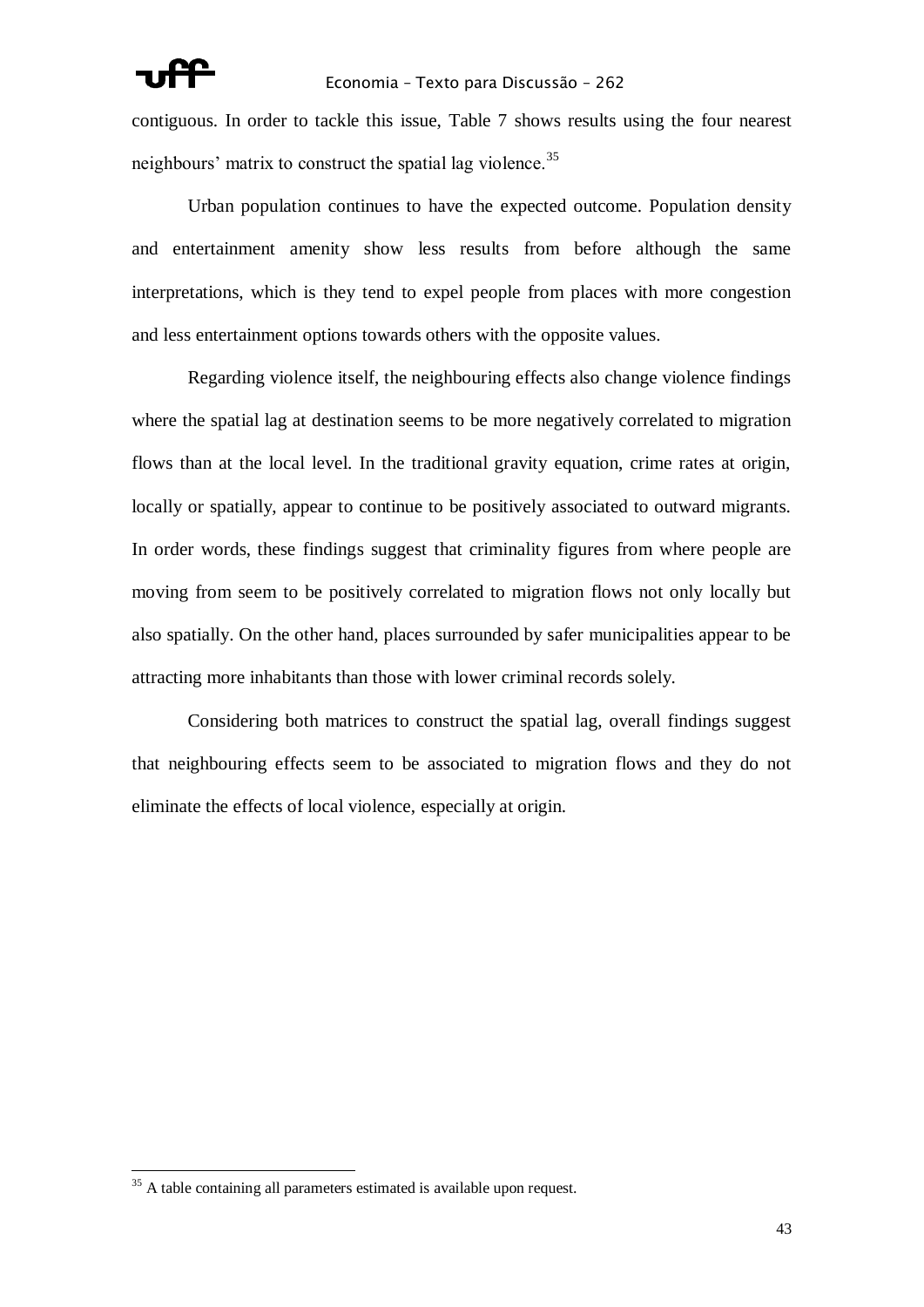contiguous. In order to tackle this issue, Table 7 shows results using the four nearest neighbours' matrix to construct the spatial lag violence.[35]

Urban population continues to have the expected outcome. Population density and entertainment amenity show less results from before although the same interpretations, which is they tend to expel people from places with more congestion and less entertainment options towards others with the opposite values.

Regarding violence itself, the neighbouring effects also change violence findings where the spatial lag at destination seems to be more negatively correlated to migration flows than at the local level. In the traditional gravity equation, crime rates at origin, locally or spatially, appear to continue to be positively associated to outward migrants. In order words, these findings suggest that criminality figures from where people are moving from seem to be positively correlated to migration flows not only locally but also spatially. On the other hand, places surrounded by safer municipalities appear to be attracting more inhabitants than those with lower criminal records solely.

Considering both matrices to construct the spatial lag, overall findings suggest that neighbouring effects seem to be associated to migration flows and they do not eliminate the effects of local violence, especially at origin.

---

[35] A table containing all parameters estimated is available upon request.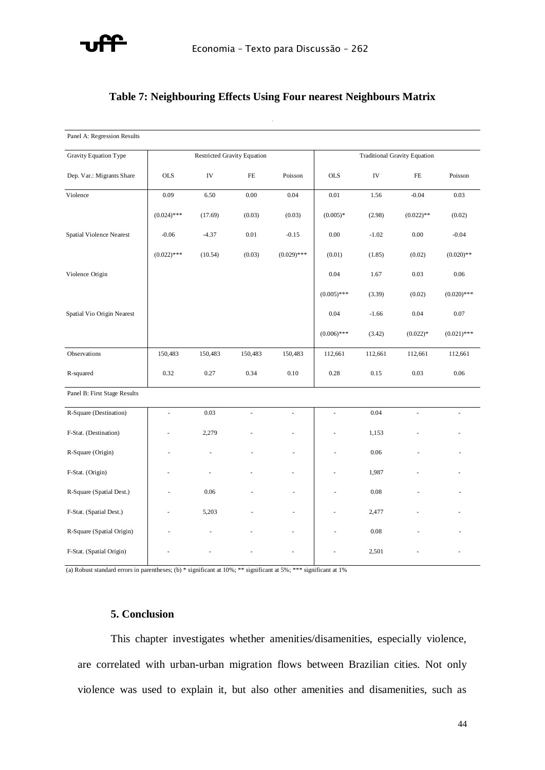### Table 7: Neighbouring Effects Using Four nearest Neighbours Matrix

| Panel A: Regression Results | | | | | | | | |
|---|---|---|---|---|---|---|---|---|
| Gravity Equation Type | Restricted Gravity Equation | | | | Traditional Gravity Equation | | | |
| Dep. Var.: Migrants Share | OLS | IV | FE | Poisson | OLS | IV | FE | Poisson |
| Violence | 0.09 | 6.50 | 0.00 | 0.04 | 0.01 | 1.56 | -0.04 | 0.03 |
| | (0.024)*** | (17.69) | (0.03) | (0.03) | (0.005)* | (2.98) | (0.022)** | (0.02) |
| Spatial Violence Nearest | -0.06 | -4.37 | 0.01 | -0.15 | 0.00 | -1.02 | 0.00 | -0.04 |
| | (0.022)*** | (10.54) | (0.03) | (0.029)*** | (0.01) | (1.85) | (0.02) | (0.020)** |
| Violence Origin | | | | | 0.04 | 1.67 | 0.03 | 0.06 |
| | | | | | (0.005)*** | (3.39) | (0.02) | (0.020)*** |
| Spatial Vio Origin Nearest | | | | | 0.04 | -1.66 | 0.04 | 0.07 |
| | | | | | (0.006)*** | (3.42) | (0.022)* | (0.021)*** |
| Observations | 150,483 | 150,483 | 150,483 | 150,483 | 112,661 | 112,661 | 112,661 | 112,661 |
| R-squared | 0.32 | 0.27 | 0.34 | 0.10 | 0.28 | 0.15 | 0.03 | 0.06 |
| Panel B: First Stage Results | | | | | | | | |
| R-Square (Destination) | - | 0.03 | - | - | - | 0.04 | - | - |
| F-Stat. (Destination) | - | 2,279 | - | - | - | 1,153 | - | - |
| R-Square (Origin) | - | - | - | - | - | 0.06 | - | - |
| F-Stat. (Origin) | - | - | - | - | - | 1,987 | - | - |
| R-Square (Spatial Dest.) | - | 0.06 | - | - | - | 0.08 | - | - |
| F-Stat. (Spatial Dest.) | - | 5,203 | - | - | - | 2,477 | - | - |
| R-Square (Spatial Origin) | - | - | - | - | - | 0.08 | - | - |
| F-Stat. (Spatial Origin) | - | - | - | - | - | 2,501 | - | - |

(a) Robust standard errors in parentheses; (b) * significant at 10%; ** significant at 5%; *** significant at 1%

## 5. Conclusion

This chapter investigates whether amenities/disamenities, especially violence, are correlated with urban-urban migration flows between Brazilian cities. Not only violence was used to explain it, but also other amenities and disamenities, such as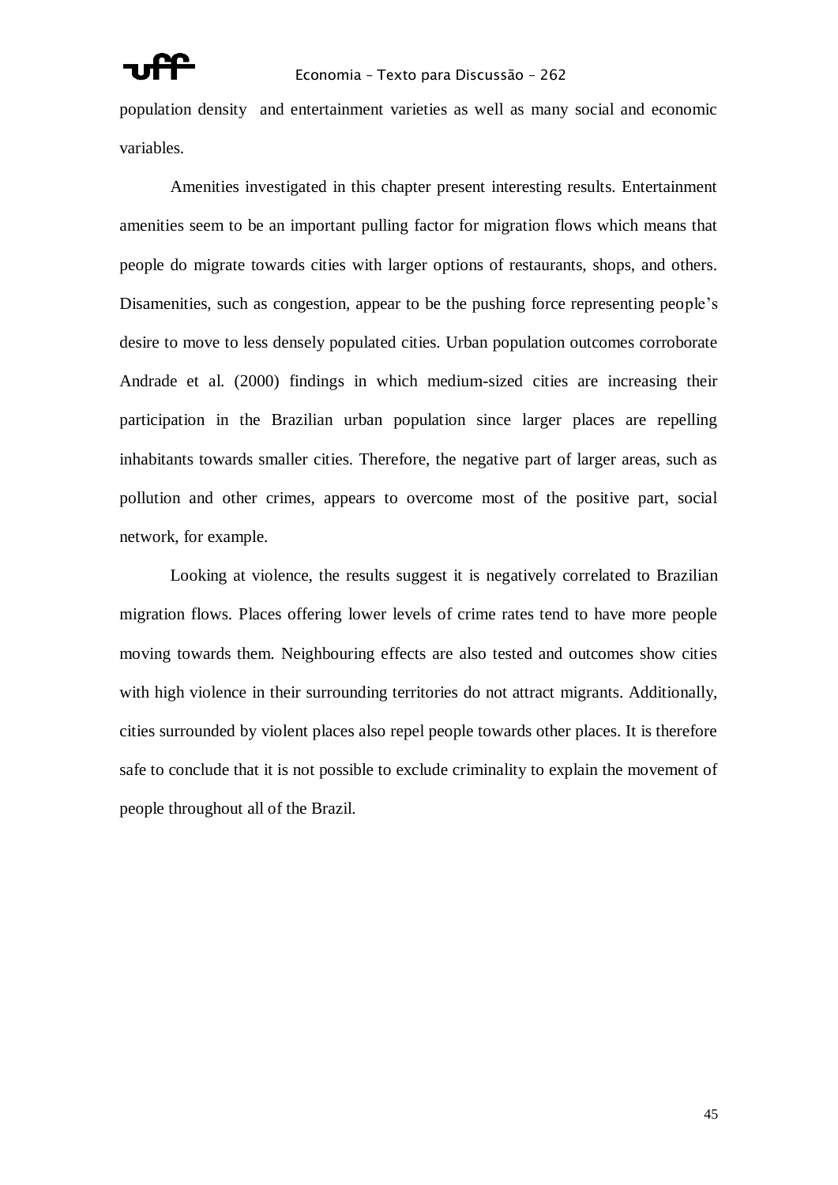population density  and entertainment varieties as well as many social and economic variables.

Amenities investigated in this chapter present interesting results. Entertainment amenities seem to be an important pulling factor for migration flows which means that people do migrate towards cities with larger options of restaurants, shops, and others. Disamenities, such as congestion, appear to be the pushing force representing people's desire to move to less densely populated cities. Urban population outcomes corroborate Andrade et al. (2000) findings in which medium-sized cities are increasing their participation in the Brazilian urban population since larger places are repelling inhabitants towards smaller cities. Therefore, the negative part of larger areas, such as pollution and other crimes, appears to overcome most of the positive part, social network, for example.

Looking at violence, the results suggest it is negatively correlated to Brazilian migration flows. Places offering lower levels of crime rates tend to have more people moving towards them. Neighbouring effects are also tested and outcomes show cities with high violence in their surrounding territories do not attract migrants. Additionally, cities surrounded by violent places also repel people towards other places. It is therefore safe to conclude that it is not possible to exclude criminality to explain the movement of people throughout all of the Brazil.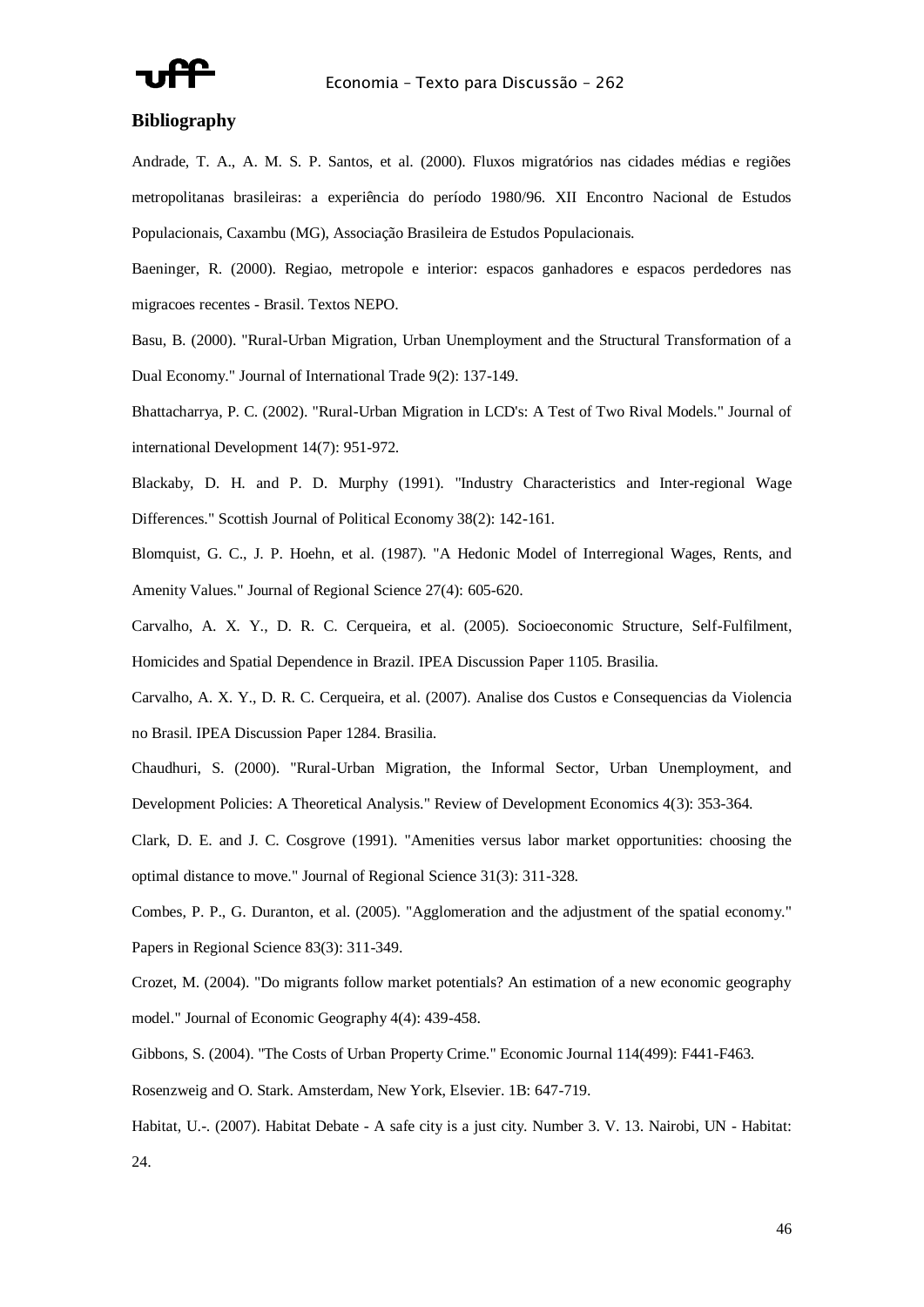**Bibliography**

Andrade, T. A., A. M. S. P. Santos, et al. (2000). Fluxos migratórios nas cidades médias e regiões metropolitanas brasileiras: a experiência do período 1980/96. XII Encontro Nacional de Estudos Populacionais, Caxambu (MG), Associação Brasileira de Estudos Populacionais.

Baeninger, R. (2000). Regiao, metropole e interior: espacos ganhadores e espacos perdedores nas migracoes recentes - Brasil. Textos NEPO.

Basu, B. (2000). "Rural-Urban Migration, Urban Unemployment and the Structural Transformation of a Dual Economy." Journal of International Trade 9(2): 137-149.

Bhattacharrya, P. C. (2002). "Rural-Urban Migration in LCD's: A Test of Two Rival Models." Journal of international Development 14(7): 951-972.

Blackaby, D. H. and P. D. Murphy (1991). "Industry Characteristics and Inter-regional Wage Differences." Scottish Journal of Political Economy 38(2): 142-161.

Blomquist, G. C., J. P. Hoehn, et al. (1987). "A Hedonic Model of Interregional Wages, Rents, and Amenity Values." Journal of Regional Science 27(4): 605-620.

Carvalho, A. X. Y., D. R. C. Cerqueira, et al. (2005). Socioeconomic Structure, Self-Fulfilment, Homicides and Spatial Dependence in Brazil. IPEA Discussion Paper 1105. Brasilia.

Carvalho, A. X. Y., D. R. C. Cerqueira, et al. (2007). Analise dos Custos e Consequencias da Violencia no Brasil. IPEA Discussion Paper 1284. Brasilia.

Chaudhuri, S. (2000). "Rural-Urban Migration, the Informal Sector, Urban Unemployment, and Development Policies: A Theoretical Analysis." Review of Development Economics 4(3): 353-364.

Clark, D. E. and J. C. Cosgrove (1991). "Amenities versus labor market opportunities: choosing the optimal distance to move." Journal of Regional Science 31(3): 311-328.

Combes, P. P., G. Duranton, et al. (2005). "Agglomeration and the adjustment of the spatial economy." Papers in Regional Science 83(3): 311-349.

Crozet, M. (2004). "Do migrants follow market potentials? An estimation of a new economic geography model." Journal of Economic Geography 4(4): 439-458.

Gibbons, S. (2004). "The Costs of Urban Property Crime." Economic Journal 114(499): F441-F463.

Rosenzweig and O. Stark. Amsterdam, New York, Elsevier. 1B: 647-719.

Habitat, U.-. (2007). Habitat Debate - A safe city is a just city. Number 3. V. 13. Nairobi, UN - Habitat: 24.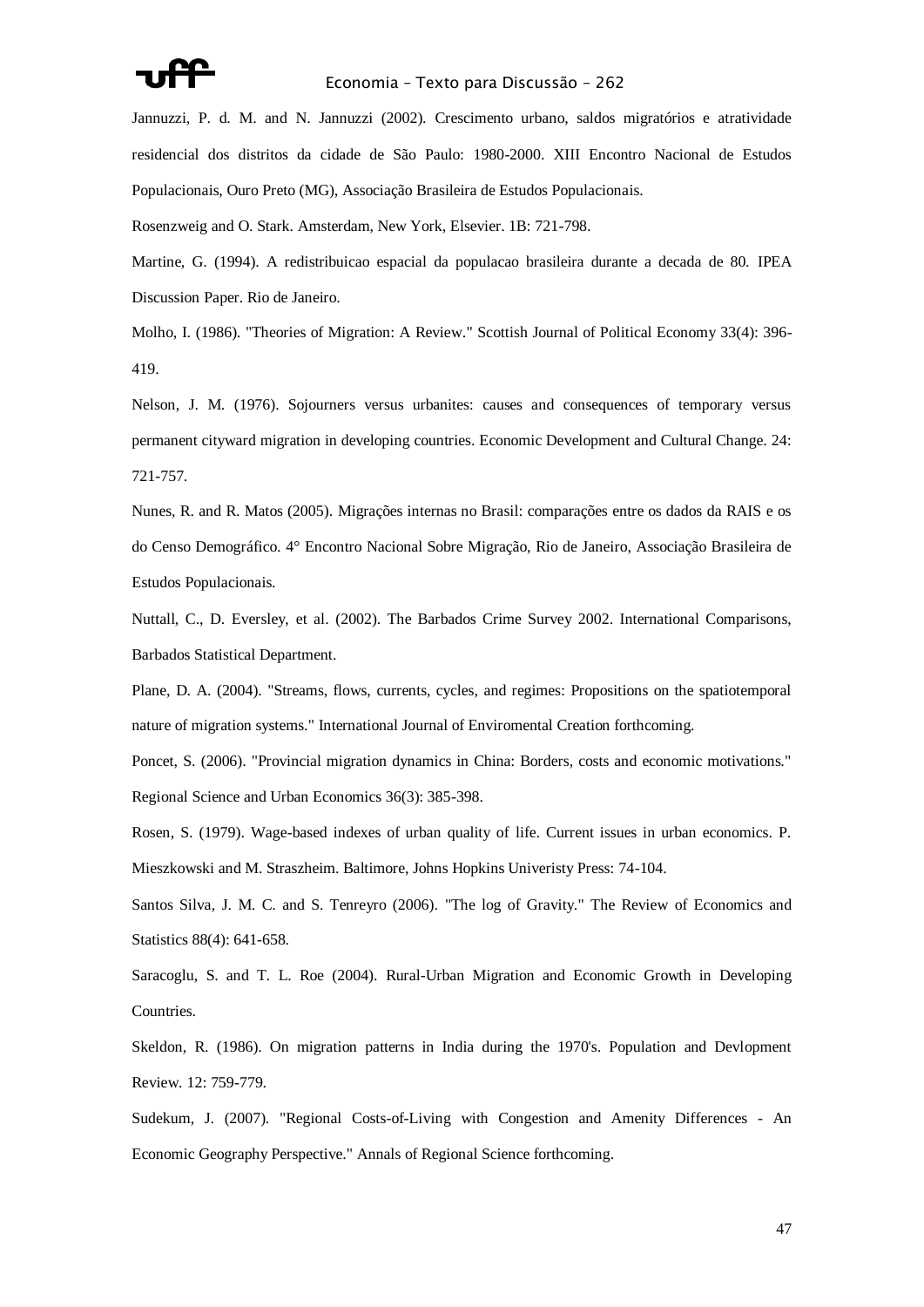Jannuzzi, P. d. M. and N. Jannuzzi (2002). Crescimento urbano, saldos migratórios e atratividade residencial dos distritos da cidade de São Paulo: 1980-2000. XIII Encontro Nacional de Estudos Populacionais, Ouro Preto (MG), Associação Brasileira de Estudos Populacionais.

Rosenzweig and O. Stark. Amsterdam, New York, Elsevier. 1B: 721-798.

Martine, G. (1994). A redistribuicao espacial da populacao brasileira durante a decada de 80. IPEA Discussion Paper. Rio de Janeiro.

Molho, I. (1986). "Theories of Migration: A Review." Scottish Journal of Political Economy 33(4): 396-419.

Nelson, J. M. (1976). Sojourners versus urbanites: causes and consequences of temporary versus permanent cityward migration in developing countries. Economic Development and Cultural Change. 24: 721-757.

Nunes, R. and R. Matos (2005). Migrações internas no Brasil: comparações entre os dados da RAIS e os do Censo Demográfico. 4° Encontro Nacional Sobre Migração, Rio de Janeiro, Associação Brasileira de Estudos Populacionais.

Nuttall, C., D. Eversley, et al. (2002). The Barbados Crime Survey 2002. International Comparisons, Barbados Statistical Department.

Plane, D. A. (2004). "Streams, flows, currents, cycles, and regimes: Propositions on the spatiotemporal nature of migration systems." International Journal of Enviromental Creation forthcoming.

Poncet, S. (2006). "Provincial migration dynamics in China: Borders, costs and economic motivations." Regional Science and Urban Economics 36(3): 385-398.

Rosen, S. (1979). Wage-based indexes of urban quality of life. Current issues in urban economics. P. Mieszkowski and M. Straszheim. Baltimore, Johns Hopkins Univeristy Press: 74-104.

Santos Silva, J. M. C. and S. Tenreyro (2006). "The log of Gravity." The Review of Economics and Statistics 88(4): 641-658.

Saracoglu, S. and T. L. Roe (2004). Rural-Urban Migration and Economic Growth in Developing Countries.

Skeldon, R. (1986). On migration patterns in India during the 1970's. Population and Devlopment Review. 12: 759-779.

Sudekum, J. (2007). "Regional Costs-of-Living with Congestion and Amenity Differences - An Economic Geography Perspective." Annals of Regional Science forthcoming.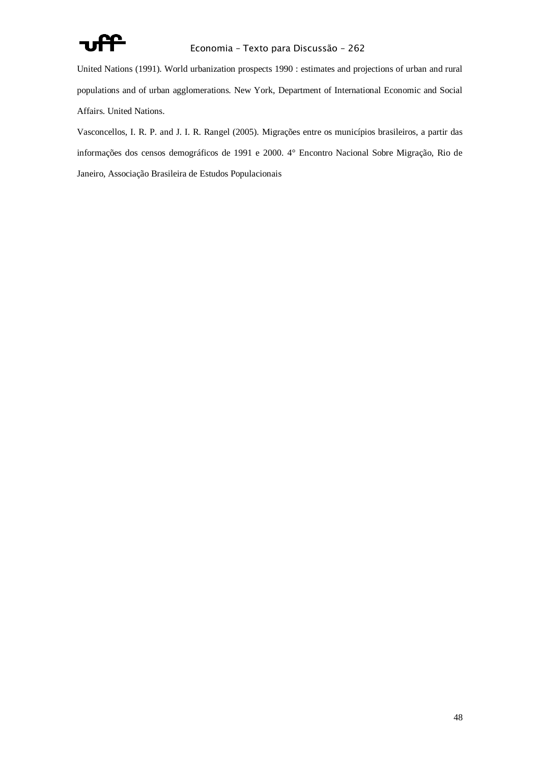United Nations (1991). World urbanization prospects 1990 : estimates and projections of urban and rural populations and of urban agglomerations. New York, Department of International Economic and Social Affairs. United Nations.

Vasconcellos, I. R. P. and J. I. R. Rangel (2005). Migrações entre os municípios brasileiros, a partir das informações dos censos demográficos de 1991 e 2000. 4° Encontro Nacional Sobre Migração, Rio de Janeiro, Associação Brasileira de Estudos Populacionais